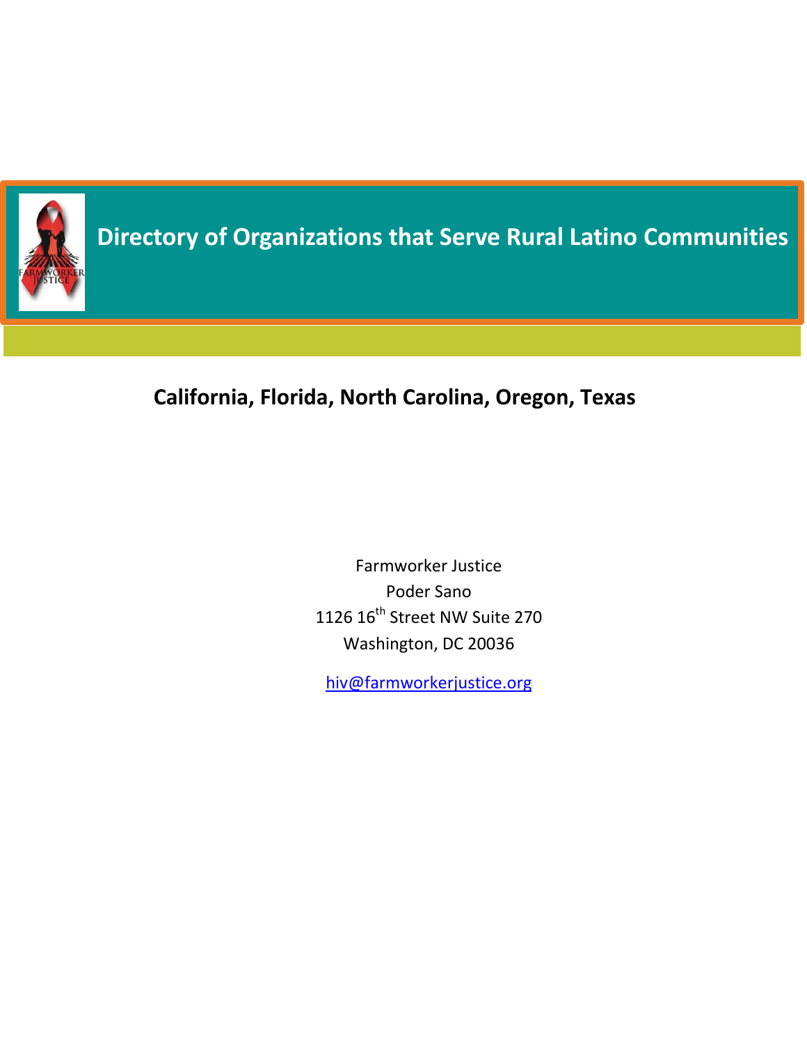# Directory of Organizations that Serve Rural Latino Communities

## California, Florida, North Carolina, Oregon, Texas

Farmworker Justice

Poder Sano

1126 16th Street NW Suite 270

Washington, DC 20036

hiv@farmworkerjustice.org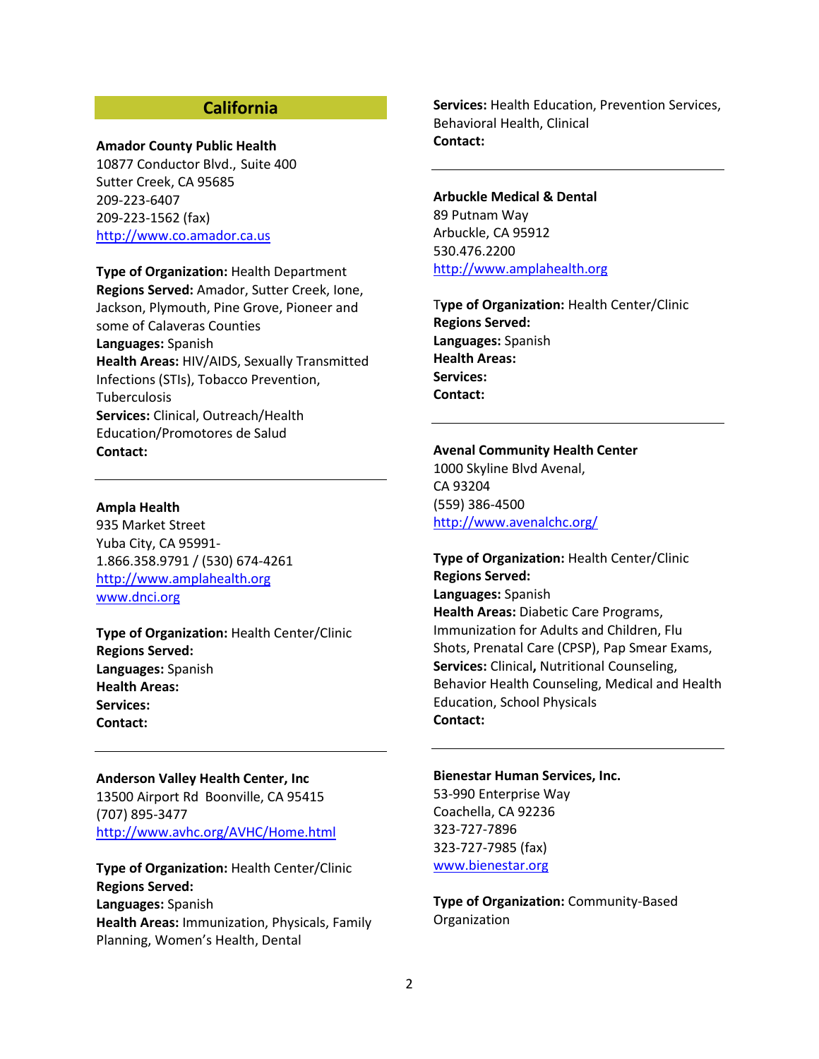## California

**Amador County Public Health**
10877 Conductor Blvd., Suite 400
Sutter Creek, CA 95685
209-223-6407
209-223-1562 (fax)
http://www.co.amador.ca.us

**Type of Organization:** Health Department
**Regions Served:** Amador, Sutter Creek, Ione, Jackson, Plymouth, Pine Grove, Pioneer and some of Calaveras Counties
**Languages:** Spanish
**Health Areas:** HIV/AIDS, Sexually Transmitted Infections (STIs), Tobacco Prevention, Tuberculosis
**Services:** Clinical, Outreach/Health Education/Promotores de Salud
**Contact:**

---

**Ampla Health**
935 Market Street
Yuba City, CA 95991-
1.866.358.9791 / (530) 674-4261
http://www.amplahealth.org
www.dnci.org

**Type of Organization:** Health Center/Clinic
**Regions Served:**
**Languages:** Spanish
**Health Areas:**
**Services:**
**Contact:**

---

**Anderson Valley Health Center, Inc**
13500 Airport Rd Boonville, CA 95415
(707) 895-3477
http://www.avhc.org/AVHC/Home.html

**Type of Organization:** Health Center/Clinic
**Regions Served:**
**Languages:** Spanish
**Health Areas:** Immunization, Physicals, Family Planning, Women's Health, Dental
**Services:** Health Education, Prevention Services, Behavioral Health, Clinical
**Contact:**

---

**Arbuckle Medical & Dental**
89 Putnam Way
Arbuckle, CA 95912
530.476.2200
http://www.amplahealth.org

**Type of Organization:** Health Center/Clinic
**Regions Served:**
**Languages:** Spanish
**Health Areas:**
**Services:**
**Contact:**

---

**Avenal Community Health Center**
1000 Skyline Blvd Avenal,
CA 93204
(559) 386-4500
http://www.avenalchc.org/

**Type of Organization:** Health Center/Clinic
**Regions Served:**
**Languages:** Spanish
**Health Areas:** Diabetic Care Programs, Immunization for Adults and Children, Flu Shots, Prenatal Care (CPSP), Pap Smear Exams,
**Services:** Clinical**,** Nutritional Counseling, Behavior Health Counseling, Medical and Health Education, School Physicals
**Contact:**

---

**Bienestar Human Services, Inc.**
53-990 Enterprise Way
Coachella, CA 92236
323-727-7896
323-727-7985 (fax)
www.bienestar.org

**Type of Organization:** Community-Based Organization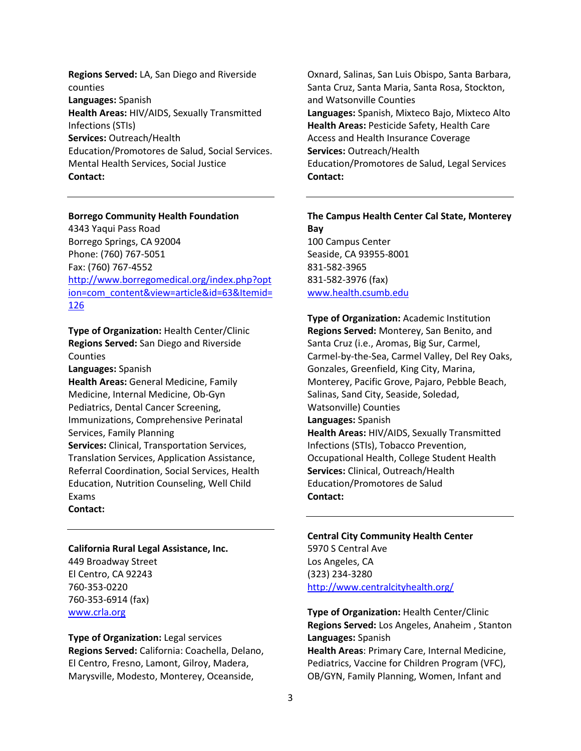**Regions Served:** LA, San Diego and Riverside counties
**Languages:** Spanish
**Health Areas:** HIV/AIDS, Sexually Transmitted Infections (STIs)
**Services:** Outreach/Health Education/Promotores de Salud, Social Services. Mental Health Services, Social Justice
**Contact:**

---

**Borrego Community Health Foundation**
4343 Yaqui Pass Road
Borrego Springs, CA 92004
Phone: (760) 767-5051
Fax: (760) 767-4552
[http://www.borregomedical.org/index.php?option=com_content&view=article&id=63&Itemid=126](http://www.borregomedical.org/index.php?option=com_content&view=article&id=63&Itemid=126)

**Type of Organization:** Health Center/Clinic
**Regions Served:** San Diego and Riverside Counties
**Languages:** Spanish
**Health Areas:** General Medicine, Family Medicine, Internal Medicine, Ob-Gyn Pediatrics, Dental Cancer Screening, Immunizations, Comprehensive Perinatal Services, Family Planning
**Services:** Clinical, Transportation Services, Translation Services, Application Assistance, Referral Coordination, Social Services, Health Education, Nutrition Counseling, Well Child Exams
**Contact:**

---

**California Rural Legal Assistance, Inc.**
449 Broadway Street
El Centro, CA 92243
760-353-0220
760-353-6914 (fax)
[www.crla.org](www.crla.org)

**Type of Organization:** Legal services
**Regions Served:** California: Coachella, Delano, El Centro, Fresno, Lamont, Gilroy, Madera, Marysville, Modesto, Monterey, Oceanside, Oxnard, Salinas, San Luis Obispo, Santa Barbara, Santa Cruz, Santa Maria, Santa Rosa, Stockton, and Watsonville Counties
**Languages:** Spanish, Mixteco Bajo, Mixteco Alto
**Health Areas:** Pesticide Safety, Health Care Access and Health Insurance Coverage
**Services:** Outreach/Health Education/Promotores de Salud, Legal Services
**Contact:**

---

**The Campus Health Center Cal State, Monterey Bay**
100 Campus Center
Seaside, CA 93955-8001
831-582-3965
831-582-3976 (fax)
[www.health.csumb.edu](www.health.csumb.edu)

**Type of Organization:** Academic Institution
**Regions Served:** Monterey, San Benito, and Santa Cruz (i.e., Aromas, Big Sur, Carmel, Carmel-by-the-Sea, Carmel Valley, Del Rey Oaks, Gonzales, Greenfield, King City, Marina, Monterey, Pacific Grove, Pajaro, Pebble Beach, Salinas, Sand City, Seaside, Soledad, Watsonville) Counties
**Languages:** Spanish
**Health Areas:** HIV/AIDS, Sexually Transmitted Infections (STIs), Tobacco Prevention, Occupational Health, College Student Health
**Services:** Clinical, Outreach/Health Education/Promotores de Salud
**Contact:**

---

**Central City Community Health Center**
5970 S Central Ave
Los Angeles, CA
(323) 234-3280
[http://www.centralcityhealth.org/](http://www.centralcityhealth.org/)

**Type of Organization:** Health Center/Clinic
**Regions Served:** Los Angeles, Anaheim , Stanton
**Languages:** Spanish
**Health Areas**: Primary Care, Internal Medicine, Pediatrics, Vaccine for Children Program (VFC), OB/GYN, Family Planning, Women, Infant and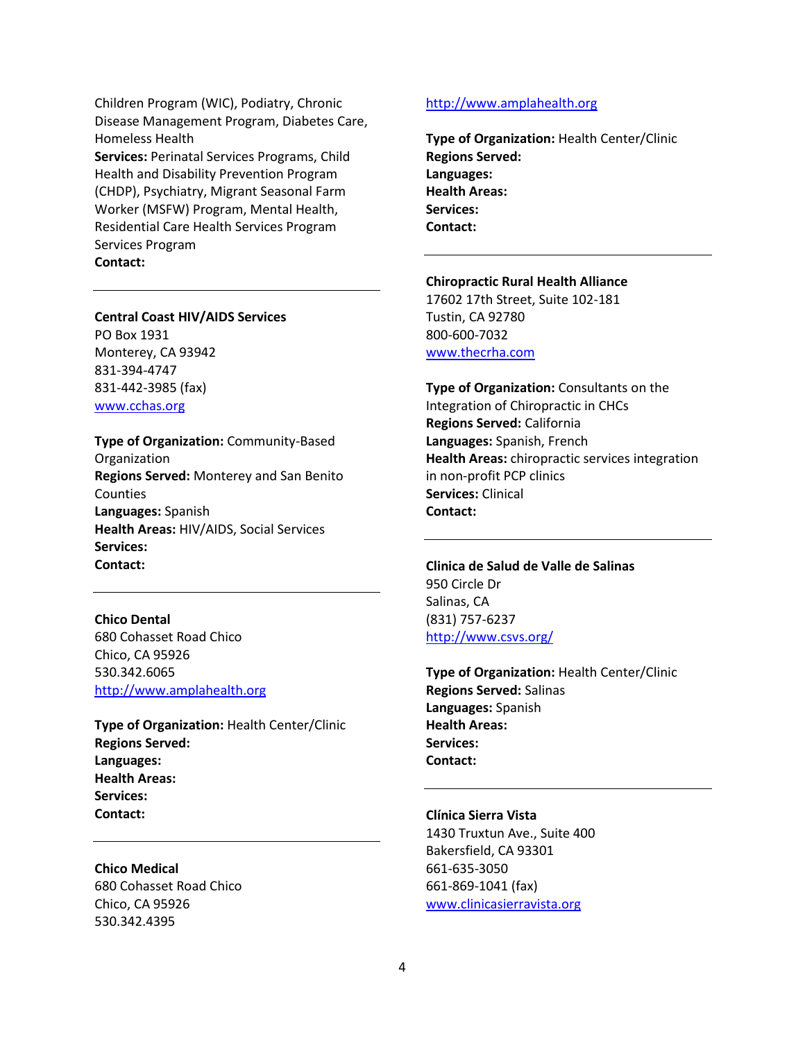Children Program (WIC), Podiatry, Chronic Disease Management Program, Diabetes Care, Homeless Health
**Services:** Perinatal Services Programs, Child Health and Disability Prevention Program (CHDP), Psychiatry, Migrant Seasonal Farm Worker (MSFW) Program, Mental Health, Residential Care Health Services Program Services Program
**Contact:**

---

**Central Coast HIV/AIDS Services**
PO Box 1931
Monterey, CA 93942
831-394-4747
831-442-3985 (fax)
www.cchas.org

**Type of Organization:** Community-Based Organization
**Regions Served:** Monterey and San Benito Counties
**Languages:** Spanish
**Health Areas:** HIV/AIDS, Social Services
**Services:**
**Contact:**

---

**Chico Dental**
680 Cohasset Road Chico
Chico, CA 95926
530.342.6065
http://www.amplahealth.org

**Type of Organization:** Health Center/Clinic
**Regions Served:**
**Languages:**
**Health Areas:**
**Services:**
**Contact:**

---

**Chico Medical**
680 Cohasset Road Chico
Chico, CA 95926
530.342.4395
http://www.amplahealth.org

**Type of Organization:** Health Center/Clinic
**Regions Served:**
**Languages:**
**Health Areas:**
**Services:**
**Contact:**

---

**Chiropractic Rural Health Alliance**
17602 17th Street, Suite 102-181
Tustin, CA 92780
800-600-7032
www.thecrha.com

**Type of Organization:** Consultants on the Integration of Chiropractic in CHCs
**Regions Served:** California
**Languages:** Spanish, French
**Health Areas:** chiropractic services integration in non-profit PCP clinics
**Services:** Clinical
**Contact:**

---

**Clinica de Salud de Valle de Salinas**
950 Circle Dr
Salinas, CA
(831) 757-6237
http://www.csvs.org/

**Type of Organization:** Health Center/Clinic
**Regions Served:** Salinas
**Languages:** Spanish
**Health Areas:**
**Services:**
**Contact:**

---

**Clínica Sierra Vista**
1430 Truxtun Ave., Suite 400
Bakersfield, CA 93301
661-635-3050
661-869-1041 (fax)
www.clinicasierravista.org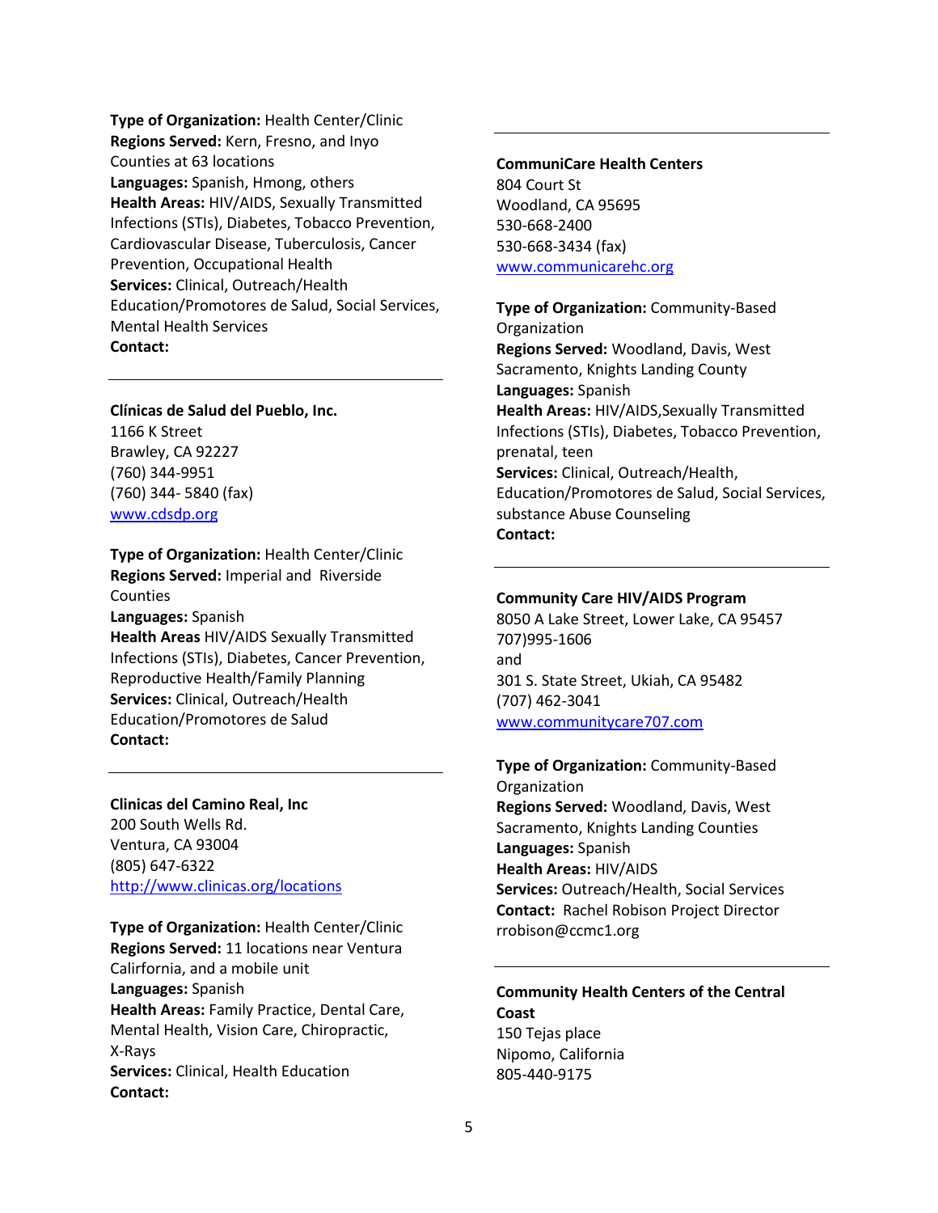**Type of Organization:** Health Center/Clinic
**Regions Served:** Kern, Fresno, and Inyo Counties at 63 locations
**Languages:** Spanish, Hmong, others
**Health Areas:** HIV/AIDS, Sexually Transmitted Infections (STIs), Diabetes, Tobacco Prevention, Cardiovascular Disease, Tuberculosis, Cancer Prevention, Occupational Health
**Services:** Clinical, Outreach/Health Education/Promotores de Salud, Social Services, Mental Health Services
**Contact:**

---

**Clínicas de Salud del Pueblo, Inc.**
1166 K Street
Brawley, CA 92227
(760) 344-9951
(760) 344- 5840 (fax)
www.cdsdp.org

**Type of Organization:** Health Center/Clinic
**Regions Served:** Imperial and Riverside Counties
**Languages:** Spanish
**Health Areas** HIV/AIDS Sexually Transmitted Infections (STIs), Diabetes, Cancer Prevention, Reproductive Health/Family Planning
**Services:** Clinical, Outreach/Health Education/Promotores de Salud
**Contact:**

---

**Clinicas del Camino Real, Inc**
200 South Wells Rd.
Ventura, CA 93004
(805) 647-6322
http://www.clinicas.org/locations

**Type of Organization:** Health Center/Clinic
**Regions Served:** 11 locations near Ventura Calirfornia, and a mobile unit
**Languages:** Spanish
**Health Areas:** Family Practice, Dental Care, Mental Health, Vision Care, Chiropractic, X-Rays
**Services:** Clinical, Health Education
**Contact:**

---

**CommuniCare Health Centers**
804 Court St
Woodland, CA 95695
530-668-2400
530-668-3434 (fax)
www.communicarehc.org

**Type of Organization:** Community-Based Organization
**Regions Served:** Woodland, Davis, West Sacramento, Knights Landing County
**Languages:** Spanish
**Health Areas:** HIV/AIDS,Sexually Transmitted Infections (STIs), Diabetes, Tobacco Prevention, prenatal, teen
**Services:** Clinical, Outreach/Health, Education/Promotores de Salud, Social Services, substance Abuse Counseling
**Contact:**

---

**Community Care HIV/AIDS Program**
8050 A Lake Street, Lower Lake, CA 95457
707)995-1606
and
301 S. State Street, Ukiah, CA 95482
(707) 462-3041
www.communitycare707.com

**Type of Organization:** Community-Based Organization
**Regions Served:** Woodland, Davis, West Sacramento, Knights Landing Counties
**Languages:** Spanish
**Health Areas:** HIV/AIDS
**Services:** Outreach/Health, Social Services
**Contact:** Rachel Robison Project Director
rrobison@ccmc1.org

---

**Community Health Centers of the Central Coast**
150 Tejas place
Nipomo, California
805-440-9175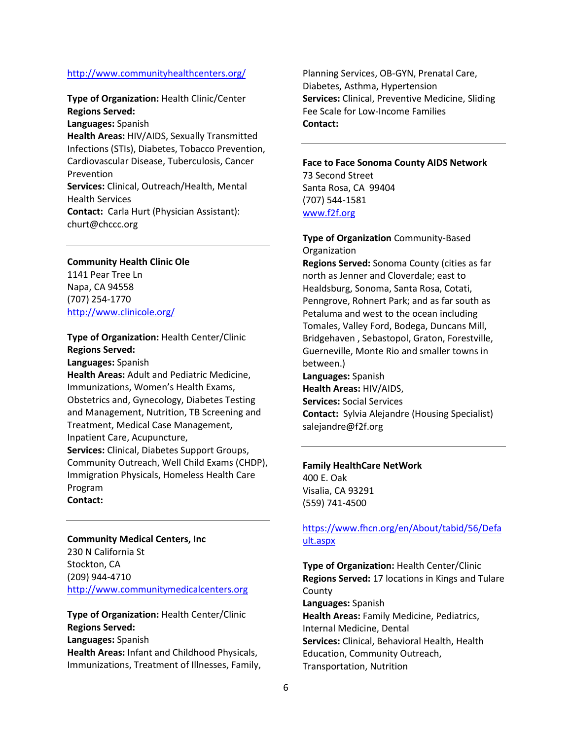http://www.communityhealthcenters.org/

**Type of Organization:** Health Clinic/Center
**Regions Served:**
**Languages:** Spanish
**Health Areas:** HIV/AIDS, Sexually Transmitted Infections (STIs), Diabetes, Tobacco Prevention, Cardiovascular Disease, Tuberculosis, Cancer Prevention
**Services:** Clinical, Outreach/Health, Mental Health Services
**Contact:** Carla Hurt (Physician Assistant): churt@chccc.org

---

**Community Health Clinic Ole**
1141 Pear Tree Ln
Napa, CA 94558
(707) 254-1770
http://www.clinicole.org/

**Type of Organization:** Health Center/Clinic
**Regions Served:**
**Languages:** Spanish
**Health Areas:** Adult and Pediatric Medicine, Immunizations, Women's Health Exams, Obstetrics and, Gynecology, Diabetes Testing and Management, Nutrition, TB Screening and Treatment, Medical Case Management, Inpatient Care, Acupuncture,
**Services:** Clinical, Diabetes Support Groups, Community Outreach, Well Child Exams (CHDP), Immigration Physicals, Homeless Health Care Program
**Contact:**

---

**Community Medical Centers, Inc**
230 N California St
Stockton, CA
(209) 944-4710
http://www.communitymedicalcenters.org

**Type of Organization:** Health Center/Clinic
**Regions Served:**
**Languages:** Spanish
**Health Areas:** Infant and Childhood Physicals, Immunizations, Treatment of Illnesses, Family, Planning Services, OB-GYN, Prenatal Care, Diabetes, Asthma, Hypertension
**Services:** Clinical, Preventive Medicine, Sliding Fee Scale for Low-Income Families
**Contact:**

---

**Face to Face Sonoma County AIDS Network**
73 Second Street
Santa Rosa, CA 99404
(707) 544-1581
www.f2f.org

**Type of Organization** Community-Based Organization
**Regions Served:** Sonoma County (cities as far north as Jenner and Cloverdale; east to Healdsburg, Sonoma, Santa Rosa, Cotati, Penngrove, Rohnert Park; and as far south as Petaluma and west to the ocean including Tomales, Valley Ford, Bodega, Duncans Mill, Bridgehaven , Sebastopol, Graton, Forestville, Guerneville, Monte Rio and smaller towns in between.)
**Languages:** Spanish
**Health Areas:** HIV/AIDS,
**Services:** Social Services
**Contact:** Sylvia Alejandre (Housing Specialist) salejandre@f2f.org

---

**Family HealthCare NetWork**
400 E. Oak
Visalia, CA 93291
(559) 741-4500

https://www.fhcn.org/en/About/tabid/56/Default.aspx

**Type of Organization:** Health Center/Clinic
**Regions Served:** 17 locations in Kings and Tulare County
**Languages:** Spanish
**Health Areas:** Family Medicine, Pediatrics, Internal Medicine, Dental
**Services:** Clinical, Behavioral Health, Health Education, Community Outreach, Transportation, Nutrition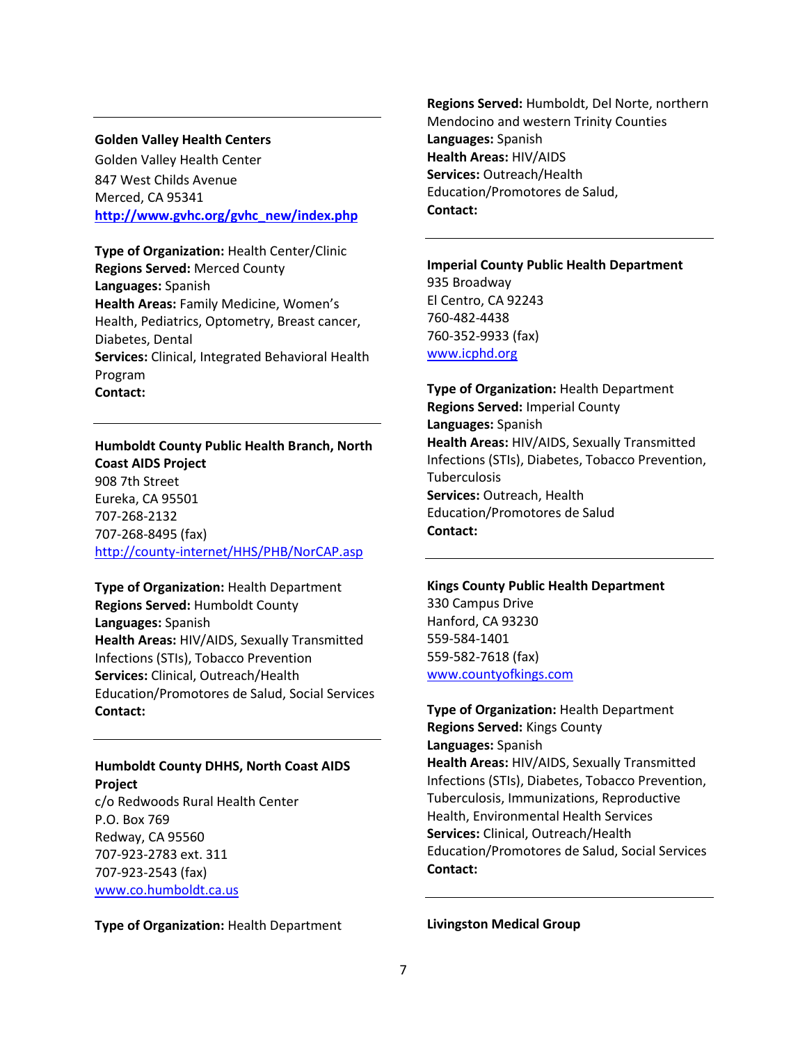---

**Golden Valley Health Centers**

Golden Valley Health Center
847 West Childs Avenue
Merced, CA 95341
**http://www.gvhc.org/gvhc_new/index.php**

**Type of Organization:** Health Center/Clinic
**Regions Served:** Merced County
**Languages:** Spanish
**Health Areas:** Family Medicine, Women's Health, Pediatrics, Optometry, Breast cancer, Diabetes, Dental
**Services:** Clinical, Integrated Behavioral Health Program
**Contact:**

---

**Humboldt County Public Health Branch, North Coast AIDS Project**
908 7th Street
Eureka, CA 95501
707-268-2132
707-268-8495 (fax)
http://county-internet/HHS/PHB/NorCAP.asp

**Type of Organization:** Health Department
**Regions Served:** Humboldt County
**Languages:** Spanish
**Health Areas:** HIV/AIDS, Sexually Transmitted Infections (STIs), Tobacco Prevention
**Services:** Clinical, Outreach/Health Education/Promotores de Salud, Social Services
**Contact:**

---

**Humboldt County DHHS, North Coast AIDS Project**
c/o Redwoods Rural Health Center
P.O. Box 769
Redway, CA 95560
707-923-2783 ext. 311
707-923-2543 (fax)
www.co.humboldt.ca.us

**Type of Organization:** Health Department
**Regions Served:** Humboldt, Del Norte, northern Mendocino and western Trinity Counties
**Languages:** Spanish
**Health Areas:** HIV/AIDS
**Services:** Outreach/Health Education/Promotores de Salud,
**Contact:**

---

**Imperial County Public Health Department**
935 Broadway
El Centro, CA 92243
760-482-4438
760-352-9933 (fax)
www.icphd.org

**Type of Organization:** Health Department
**Regions Served:** Imperial County
**Languages:** Spanish
**Health Areas:** HIV/AIDS, Sexually Transmitted Infections (STIs), Diabetes, Tobacco Prevention, Tuberculosis
**Services:** Outreach, Health Education/Promotores de Salud
**Contact:**

---

**Kings County Public Health Department**
330 Campus Drive
Hanford, CA 93230
559-584-1401
559-582-7618 (fax)
www.countyofkings.com

**Type of Organization:** Health Department
**Regions Served:** Kings County
**Languages:** Spanish
**Health Areas:** HIV/AIDS, Sexually Transmitted Infections (STIs), Diabetes, Tobacco Prevention, Tuberculosis, Immunizations, Reproductive Health, Environmental Health Services
**Services:** Clinical, Outreach/Health Education/Promotores de Salud, Social Services
**Contact:**

---

**Livingston Medical Group**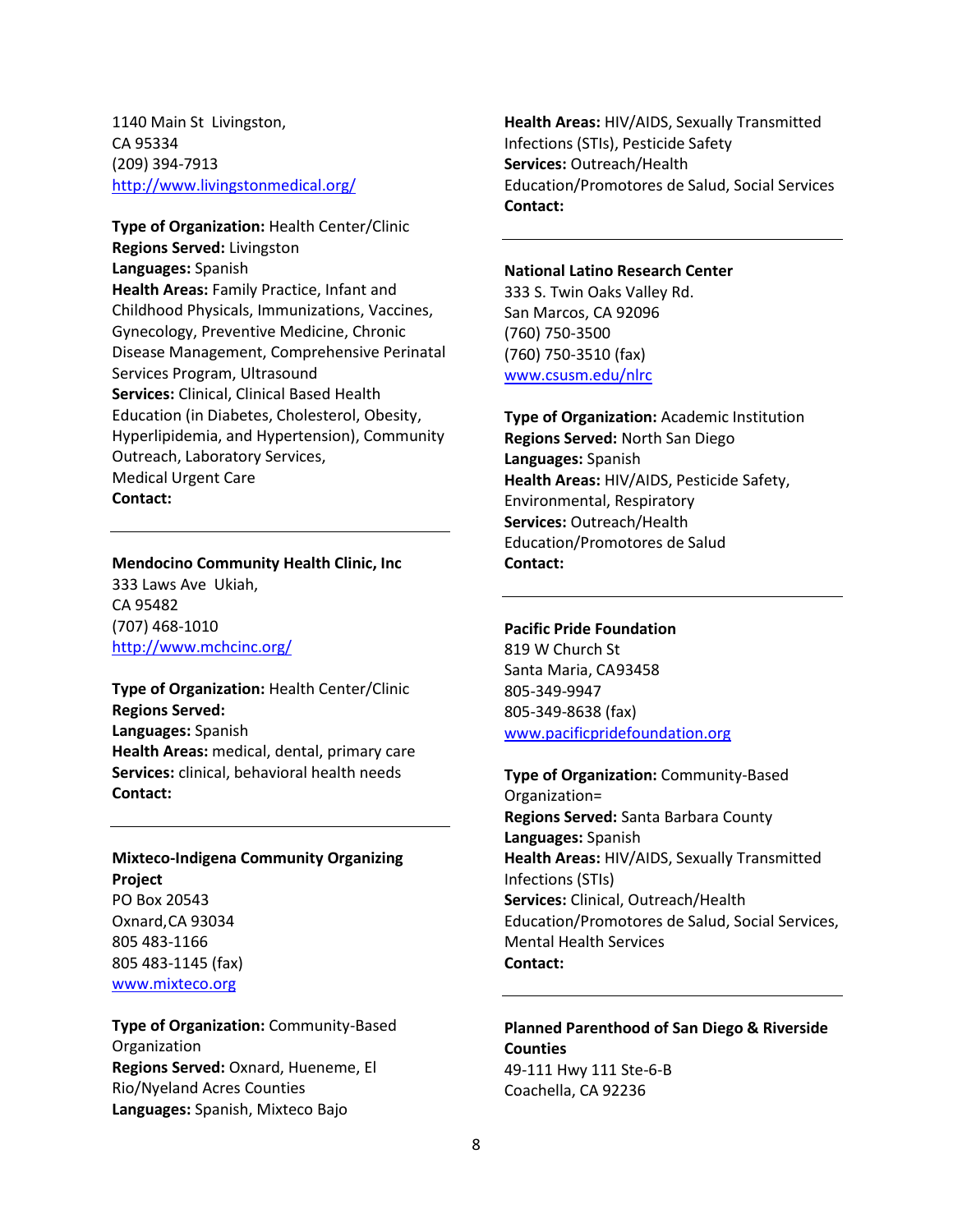1140 Main St Livingston,
CA 95334
(209) 394-7913
http://www.livingstonmedical.org/

**Type of Organization:** Health Center/Clinic
**Regions Served:** Livingston
**Languages:** Spanish
**Health Areas:** Family Practice, Infant and Childhood Physicals, Immunizations, Vaccines, Gynecology, Preventive Medicine, Chronic Disease Management, Comprehensive Perinatal Services Program, Ultrasound
**Services:** Clinical, Clinical Based Health Education (in Diabetes, Cholesterol, Obesity, Hyperlipidemia, and Hypertension), Community Outreach, Laboratory Services, Medical Urgent Care
**Contact:**

---

**Mendocino Community Health Clinic, Inc**
333 Laws Ave Ukiah,
CA 95482
(707) 468-1010
http://www.mchcinc.org/

**Type of Organization:** Health Center/Clinic
**Regions Served:**
**Languages:** Spanish
**Health Areas:** medical, dental, primary care
**Services:** clinical, behavioral health needs
**Contact:**

---

**Mixteco-Indigena Community Organizing Project**
PO Box 20543
Oxnard,CA 93034
805 483-1166
805 483-1145 (fax)
www.mixteco.org

**Type of Organization:** Community-Based Organization
**Regions Served:** Oxnard, Hueneme, El Rio/Nyeland Acres Counties
**Languages:** Spanish, Mixteco Bajo
**Health Areas:** HIV/AIDS, Sexually Transmitted Infections (STIs), Pesticide Safety
**Services:** Outreach/Health Education/Promotores de Salud, Social Services
**Contact:**

---

**National Latino Research Center**
333 S. Twin Oaks Valley Rd.
San Marcos, CA 92096
(760) 750-3500
(760) 750-3510 (fax)
www.csusm.edu/nlrc

**Type of Organization:** Academic Institution
**Regions Served:** North San Diego
**Languages:** Spanish
**Health Areas:** HIV/AIDS, Pesticide Safety, Environmental, Respiratory
**Services:** Outreach/Health Education/Promotores de Salud
**Contact:**

---

**Pacific Pride Foundation**
819 W Church St
Santa Maria, CA93458
805-349-9947
805-349-8638 (fax)
www.pacificpridefoundation.org

**Type of Organization:** Community-Based Organization=
**Regions Served:** Santa Barbara County
**Languages:** Spanish
**Health Areas:** HIV/AIDS, Sexually Transmitted Infections (STIs)
**Services:** Clinical, Outreach/Health Education/Promotores de Salud, Social Services, Mental Health Services
**Contact:**

---

**Planned Parenthood of San Diego & Riverside Counties**
49-111 Hwy 111 Ste-6-B
Coachella, CA 92236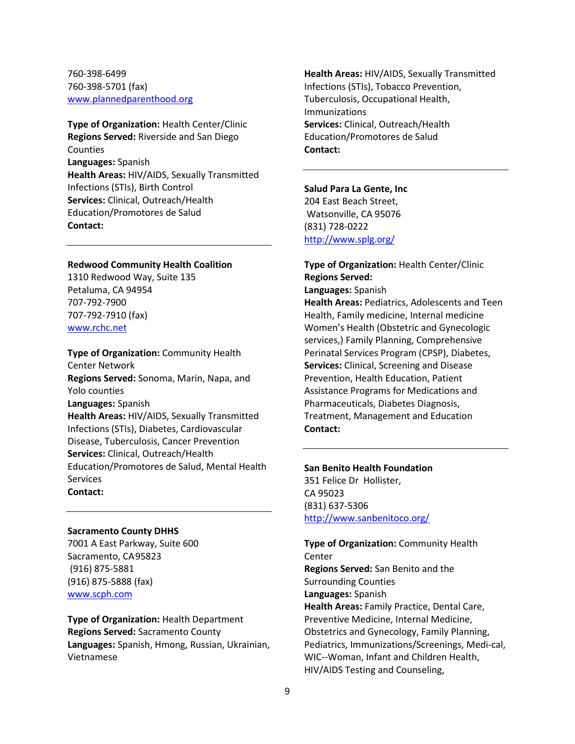760-398-6499
760-398-5701 (fax)
www.plannedparenthood.org

**Type of Organization:** Health Center/Clinic
**Regions Served:** Riverside and San Diego Counties
**Languages:** Spanish
**Health Areas:** HIV/AIDS, Sexually Transmitted Infections (STIs), Birth Control
**Services:** Clinical, Outreach/Health Education/Promotores de Salud
**Contact:**

---

**Redwood Community Health Coalition**
1310 Redwood Way, Suite 135
Petaluma, CA 94954
707-792-7900
707-792-7910 (fax)
www.rchc.net

**Type of Organization:** Community Health Center Network
**Regions Served:** Sonoma, Marin, Napa, and Yolo counties
**Languages:** Spanish
**Health Areas:** HIV/AIDS, Sexually Transmitted Infections (STIs), Diabetes, Cardiovascular Disease, Tuberculosis, Cancer Prevention
**Services:** Clinical, Outreach/Health Education/Promotores de Salud, Mental Health Services
**Contact:**

---

**Sacramento County DHHS**
7001 A East Parkway, Suite 600
Sacramento, CA95823
(916) 875-5881
(916) 875-5888 (fax)
www.scph.com

**Type of Organization:** Health Department
**Regions Served:** Sacramento County
**Languages:** Spanish, Hmong, Russian, Ukrainian, Vietnamese
**Health Areas:** HIV/AIDS, Sexually Transmitted Infections (STIs), Tobacco Prevention, Tuberculosis, Occupational Health, Immunizations
**Services:** Clinical, Outreach/Health Education/Promotores de Salud
**Contact:**

---

**Salud Para La Gente, Inc**
204 East Beach Street,
Watsonville, CA 95076
(831) 728-0222
http://www.splg.org/

**Type of Organization:** Health Center/Clinic
**Regions Served:**
**Languages:** Spanish
**Health Areas:** Pediatrics, Adolescents and Teen Health, Family medicine, Internal medicine Women's Health (Obstetric and Gynecologic services,) Family Planning, Comprehensive Perinatal Services Program (CPSP), Diabetes,
**Services:** Clinical, Screening and Disease Prevention, Health Education, Patient Assistance Programs for Medications and Pharmaceuticals, Diabetes Diagnosis, Treatment, Management and Education
**Contact:**

---

**San Benito Health Foundation**
351 Felice Dr Hollister,
CA 95023
(831) 637-5306
http://www.sanbenitoco.org/

**Type of Organization:** Community Health Center
**Regions Served:** San Benito and the Surrounding Counties
**Languages:** Spanish
**Health Areas:** Family Practice, Dental Care, Preventive Medicine, Internal Medicine, Obstetrics and Gynecology, Family Planning, Pediatrics, Immunizations/Screenings, Medi-cal, WIC--Woman, Infant and Children Health, HIV/AIDS Testing and Counseling,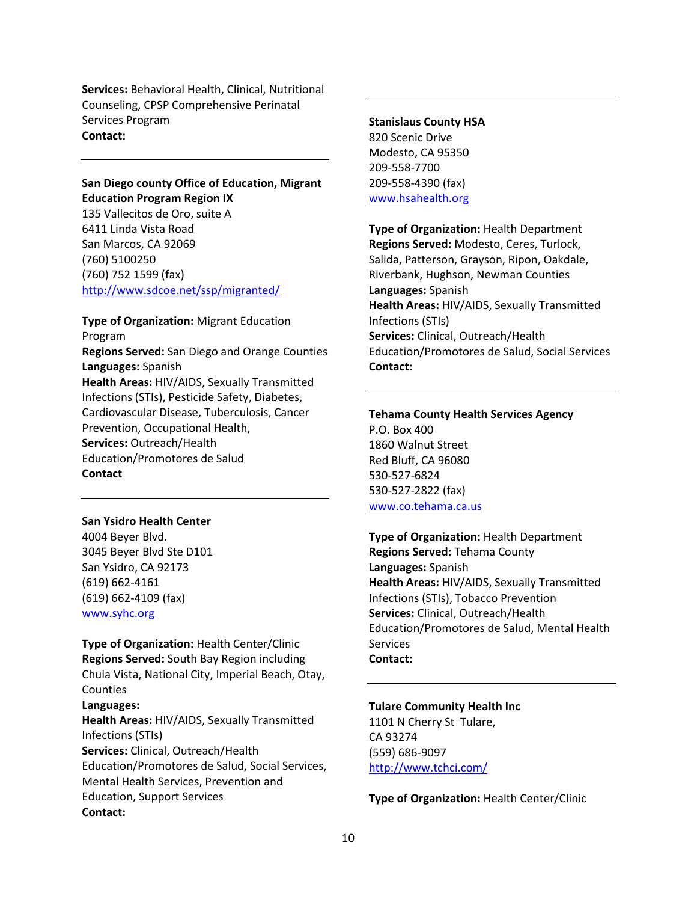**Services:** Behavioral Health, Clinical, Nutritional Counseling, CPSP Comprehensive Perinatal Services Program
**Contact:**

---

**San Diego county Office of Education, Migrant Education Program Region IX**
135 Vallecitos de Oro, suite A
6411 Linda Vista Road
San Marcos, CA 92069
(760) 5100250
(760) 752 1599 (fax)
http://www.sdcoe.net/ssp/migranted/

**Type of Organization:** Migrant Education Program
**Regions Served:** San Diego and Orange Counties
**Languages:** Spanish
**Health Areas:** HIV/AIDS, Sexually Transmitted Infections (STIs), Pesticide Safety, Diabetes, Cardiovascular Disease, Tuberculosis, Cancer Prevention, Occupational Health,
**Services:** Outreach/Health Education/Promotores de Salud
**Contact**

---

**San Ysidro Health Center**
4004 Beyer Blvd.
3045 Beyer Blvd Ste D101
San Ysidro, CA 92173
(619) 662-4161
(619) 662-4109 (fax)
www.syhc.org

**Type of Organization:** Health Center/Clinic
**Regions Served:** South Bay Region including Chula Vista, National City, Imperial Beach, Otay, Counties
**Languages:**
**Health Areas:** HIV/AIDS, Sexually Transmitted Infections (STIs)
**Services:** Clinical, Outreach/Health Education/Promotores de Salud, Social Services, Mental Health Services, Prevention and Education, Support Services
**Contact:**

---

**Stanislaus County HSA**
820 Scenic Drive
Modesto, CA 95350
209-558-7700
209-558-4390 (fax)
www.hsahealth.org

**Type of Organization:** Health Department
**Regions Served:** Modesto, Ceres, Turlock, Salida, Patterson, Grayson, Ripon, Oakdale, Riverbank, Hughson, Newman Counties
**Languages:** Spanish
**Health Areas:** HIV/AIDS, Sexually Transmitted Infections (STIs)
**Services:** Clinical, Outreach/Health Education/Promotores de Salud, Social Services
**Contact:**

---

**Tehama County Health Services Agency**
P.O. Box 400
1860 Walnut Street
Red Bluff, CA 96080
530-527-6824
530-527-2822 (fax)
www.co.tehama.ca.us

**Type of Organization:** Health Department
**Regions Served:** Tehama County
**Languages:** Spanish
**Health Areas:** HIV/AIDS, Sexually Transmitted Infections (STIs), Tobacco Prevention
**Services:** Clinical, Outreach/Health Education/Promotores de Salud, Mental Health Services
**Contact:**

---

**Tulare Community Health Inc**
1101 N Cherry St Tulare,
CA 93274
(559) 686-9097
http://www.tchci.com/

**Type of Organization:** Health Center/Clinic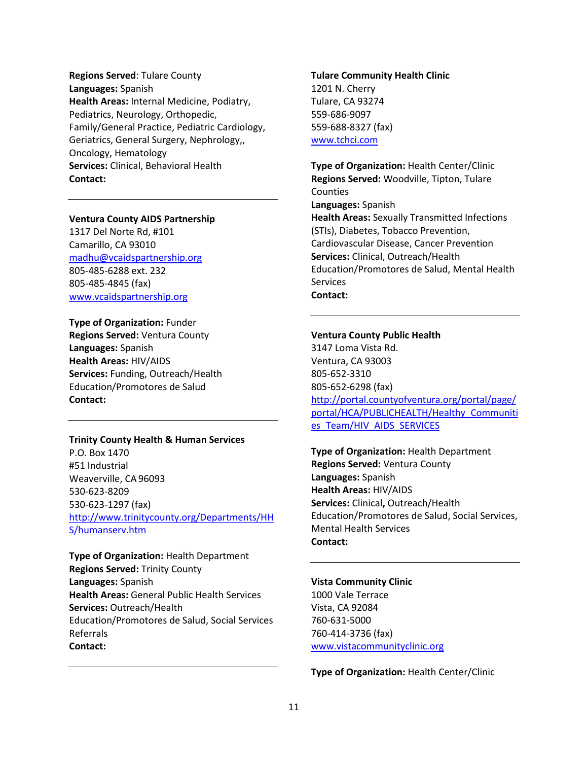**Regions Served**: Tulare County
**Languages:** Spanish
**Health Areas:** Internal Medicine, Podiatry, Pediatrics, Neurology, Orthopedic, Family/General Practice, Pediatric Cardiology, Geriatrics, General Surgery, Nephrology,, Oncology, Hematology
**Services:** Clinical, Behavioral Health
**Contact:**

---

**Ventura County AIDS Partnership**
1317 Del Norte Rd, #101
Camarillo, CA 93010
madhu@vcaidspartnership.org
805-485-6288 ext. 232
805-485-4845 (fax)
www.vcaidspartnership.org

**Type of Organization:** Funder
**Regions Served:** Ventura County
**Languages:** Spanish
**Health Areas:** HIV/AIDS
**Services:** Funding, Outreach/Health Education/Promotores de Salud
**Contact:**

---

**Trinity County Health & Human Services**
P.O. Box 1470
#51 Industrial
Weaverville, CA 96093
530-623-8209
530-623-1297 (fax)
http://www.trinitycounty.org/Departments/HHS/humanserv.htm

**Type of Organization:** Health Department
**Regions Served:** Trinity County
**Languages:** Spanish
**Health Areas:** General Public Health Services
**Services:** Outreach/Health Education/Promotores de Salud, Social Services Referrals
**Contact:**

---

**Tulare Community Health Clinic**
1201 N. Cherry
Tulare, CA 93274
559-686-9097
559-688-8327 (fax)
www.tchci.com

**Type of Organization:** Health Center/Clinic
**Regions Served:** Woodville, Tipton, Tulare Counties
**Languages:** Spanish
**Health Areas:** Sexually Transmitted Infections (STIs), Diabetes, Tobacco Prevention, Cardiovascular Disease, Cancer Prevention
**Services:** Clinical, Outreach/Health Education/Promotores de Salud, Mental Health Services
**Contact:**

---

**Ventura County Public Health**
3147 Loma Vista Rd.
Ventura, CA 93003
805-652-3310
805-652-6298 (fax)
http://portal.countyofventura.org/portal/page/portal/HCA/PUBLICHEALTH/Healthy_Communities_Team/HIV_AIDS_SERVICES

**Type of Organization:** Health Department
**Regions Served:** Ventura County
**Languages:** Spanish
**Health Areas:** HIV/AIDS
**Services:** Clinical**,** Outreach/Health Education/Promotores de Salud, Social Services, Mental Health Services
**Contact:**

---

**Vista Community Clinic**
1000 Vale Terrace
Vista, CA 92084
760-631-5000
760-414-3736 (fax)
www.vistacommunityclinic.org

**Type of Organization:** Health Center/Clinic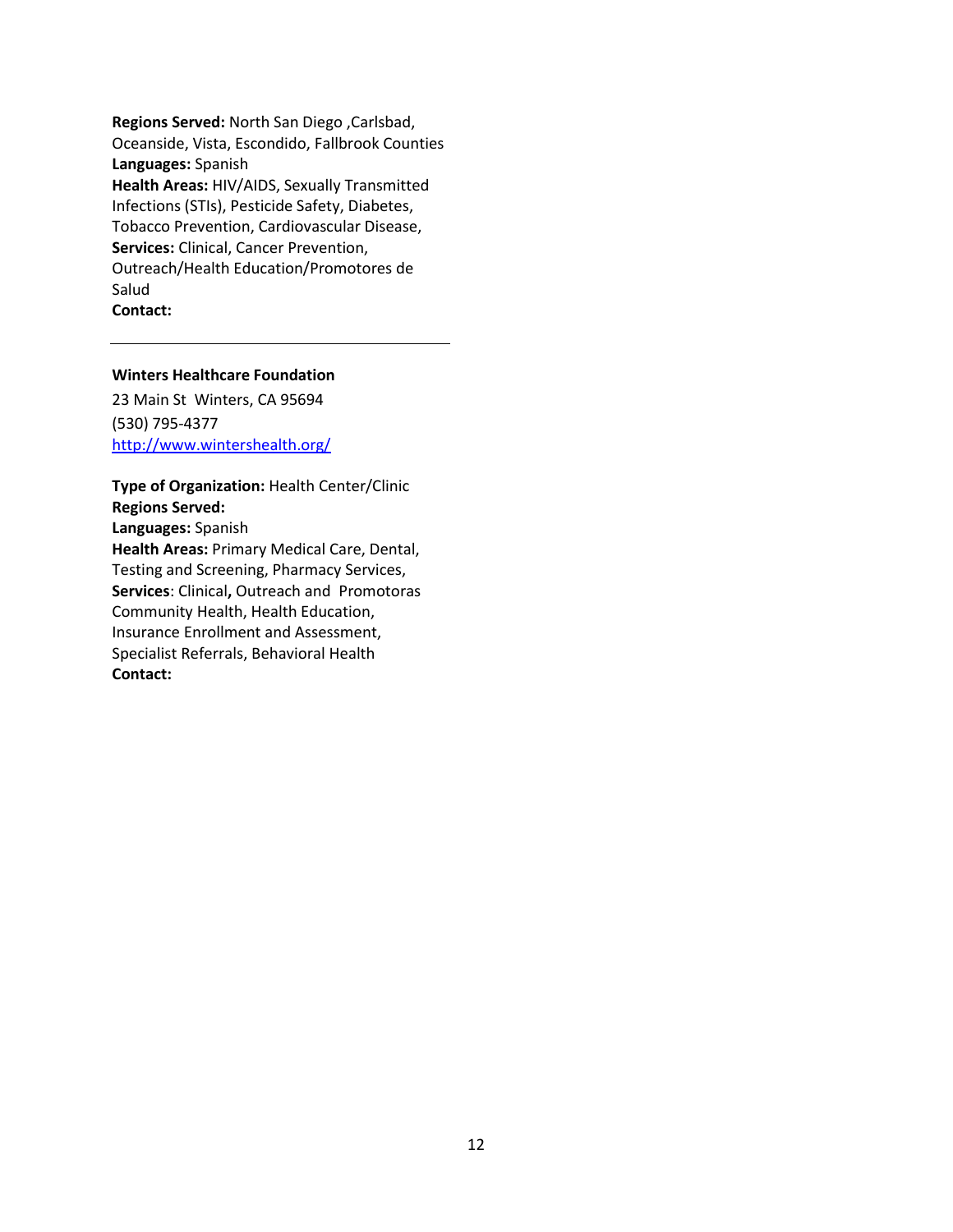**Regions Served:** North San Diego ,Carlsbad, Oceanside, Vista, Escondido, Fallbrook Counties
**Languages:** Spanish
**Health Areas:** HIV/AIDS, Sexually Transmitted Infections (STIs), Pesticide Safety, Diabetes, Tobacco Prevention, Cardiovascular Disease,
**Services:** Clinical, Cancer Prevention, Outreach/Health Education/Promotores de Salud
**Contact:**

---

**Winters Healthcare Foundation**

23 Main St Winters, CA 95694
(530) 795-4377
[http://www.wintershealth.org/](http://www.wintershealth.org/)

**Type of Organization:** Health Center/Clinic
**Regions Served:**
**Languages:** Spanish
**Health Areas:** Primary Medical Care, Dental, Testing and Screening, Pharmacy Services,
**Services**: Clinical**,** Outreach and Promotoras Community Health, Health Education, Insurance Enrollment and Assessment, Specialist Referrals, Behavioral Health
**Contact:**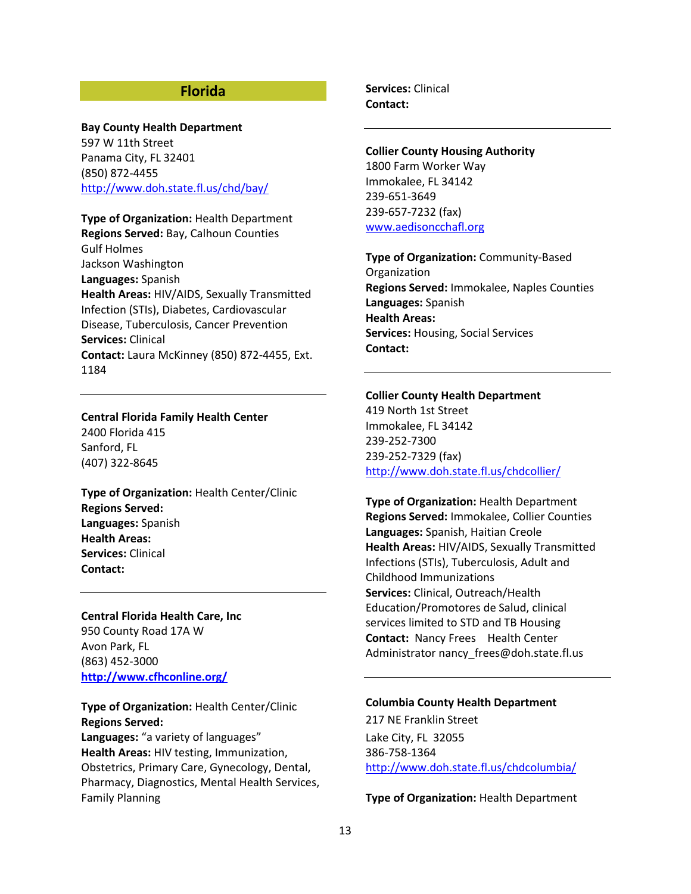## Florida

**Bay County Health Department**
597 W 11th Street
Panama City, FL 32401
(850) 872-4455
http://www.doh.state.fl.us/chd/bay/

**Type of Organization:** Health Department
**Regions Served:** Bay, Calhoun Counties
Gulf Holmes
Jackson Washington
**Languages:** Spanish
**Health Areas:** HIV/AIDS, Sexually Transmitted Infection (STIs), Diabetes, Cardiovascular Disease, Tuberculosis, Cancer Prevention
**Services:** Clinical
**Contact:** Laura McKinney (850) 872-4455, Ext. 1184

---

**Central Florida Family Health Center**
2400 Florida 415
Sanford, FL
(407) 322-8645

**Type of Organization:** Health Center/Clinic
**Regions Served:**
**Languages:** Spanish
**Health Areas:**
**Services:** Clinical
**Contact:**

---

**Central Florida Health Care, Inc**
950 County Road 17A W
Avon Park, FL
(863) 452-3000
**http://www.cfhconline.org/**

**Type of Organization:** Health Center/Clinic
**Regions Served:**
**Languages:** "a variety of languages"
**Health Areas:** HIV testing, Immunization, Obstetrics, Primary Care, Gynecology, Dental, Pharmacy, Diagnostics, Mental Health Services, Family Planning
**Services:** Clinical
**Contact:**

---

**Collier County Housing Authority**
1800 Farm Worker Way
Immokalee, FL 34142
239-651-3649
239-657-7232 (fax)
www.aedisoncchafl.org

**Type of Organization:** Community-Based Organization
**Regions Served:** Immokalee, Naples Counties
**Languages:** Spanish
**Health Areas:**
**Services:** Housing, Social Services
**Contact:**

---

**Collier County Health Department**
419 North 1st Street
Immokalee, FL 34142
239-252-7300
239-252-7329 (fax)
http://www.doh.state.fl.us/chdcollier/

**Type of Organization:** Health Department
**Regions Served:** Immokalee, Collier Counties
**Languages:** Spanish, Haitian Creole
**Health Areas:** HIV/AIDS, Sexually Transmitted Infections (STIs), Tuberculosis, Adult and Childhood Immunizations
**Services:** Clinical, Outreach/Health Education/Promotores de Salud, clinical services limited to STD and TB Housing
**Contact:** Nancy Frees Health Center Administrator nancy_frees@doh.state.fl.us

---

**Columbia County Health Department**
217 NE Franklin Street
Lake City, FL 32055
386-758-1364
http://www.doh.state.fl.us/chdcolumbia/

**Type of Organization:** Health Department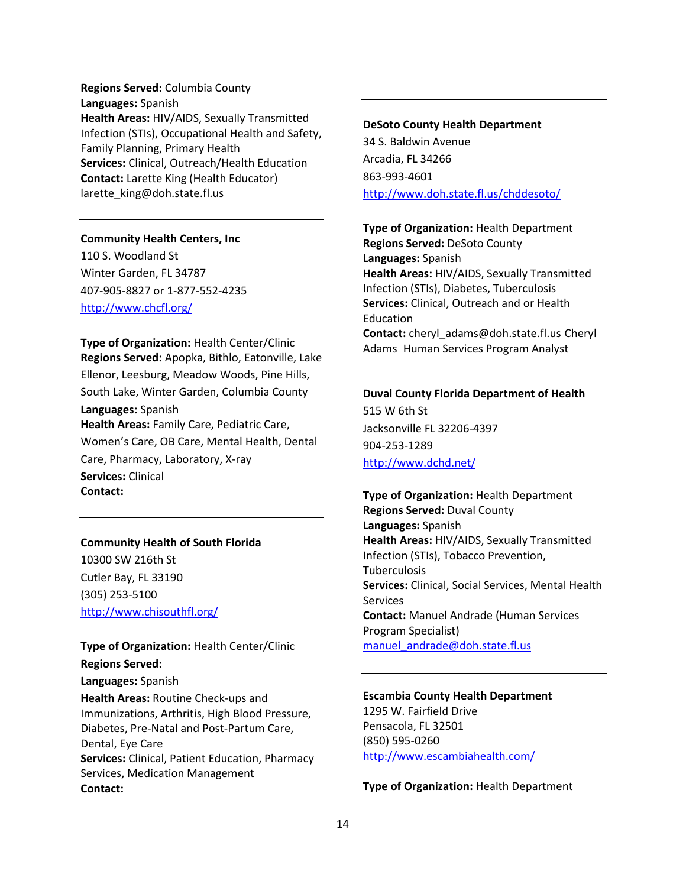**Regions Served:** Columbia County
**Languages:** Spanish
**Health Areas:** HIV/AIDS, Sexually Transmitted Infection (STIs), Occupational Health and Safety, Family Planning, Primary Health
**Services:** Clinical, Outreach/Health Education
**Contact:** Larette King (Health Educator)
larette_king@doh.state.fl.us

---

**Community Health Centers, Inc**
110 S. Woodland St
Winter Garden, FL 34787
407-905-8827 or 1-877-552-4235
http://www.chcfl.org/

**Type of Organization:** Health Center/Clinic
**Regions Served:** Apopka, Bithlo, Eatonville, Lake Ellenor, Leesburg, Meadow Woods, Pine Hills, South Lake, Winter Garden, Columbia County
**Languages:** Spanish
**Health Areas:** Family Care, Pediatric Care, Women's Care, OB Care, Mental Health, Dental Care, Pharmacy, Laboratory, X-ray
**Services:** Clinical
**Contact:**

---

**Community Health of South Florida**
10300 SW 216th St
Cutler Bay, FL 33190
(305) 253-5100
http://www.chisouthfl.org/

**Type of Organization:** Health Center/Clinic
**Regions Served:**
**Languages:** Spanish
**Health Areas:** Routine Check-ups and Immunizations, Arthritis, High Blood Pressure, Diabetes, Pre-Natal and Post-Partum Care, Dental, Eye Care
**Services:** Clinical, Patient Education, Pharmacy Services, Medication Management
**Contact:**

---

**DeSoto County Health Department**
34 S. Baldwin Avenue
Arcadia, FL 34266
863-993-4601
http://www.doh.state.fl.us/chddesoto/

**Type of Organization:** Health Department
**Regions Served:** DeSoto County
**Languages:** Spanish
**Health Areas:** HIV/AIDS, Sexually Transmitted Infection (STIs), Diabetes, Tuberculosis
**Services:** Clinical, Outreach and or Health Education
**Contact:** cheryl_adams@doh.state.fl.us Cheryl Adams Human Services Program Analyst

---

**Duval County Florida Department of Health**
515 W 6th St
Jacksonville FL 32206-4397
904-253-1289
http://www.dchd.net/

**Type of Organization:** Health Department
**Regions Served:** Duval County
**Languages:** Spanish
**Health Areas:** HIV/AIDS, Sexually Transmitted Infection (STIs), Tobacco Prevention, Tuberculosis
**Services:** Clinical, Social Services, Mental Health Services
**Contact:** Manuel Andrade (Human Services Program Specialist)
manuel_andrade@doh.state.fl.us

---

**Escambia County Health Department**
1295 W. Fairfield Drive
Pensacola, FL 32501
(850) 595-0260
http://www.escambiahealth.com/

**Type of Organization:** Health Department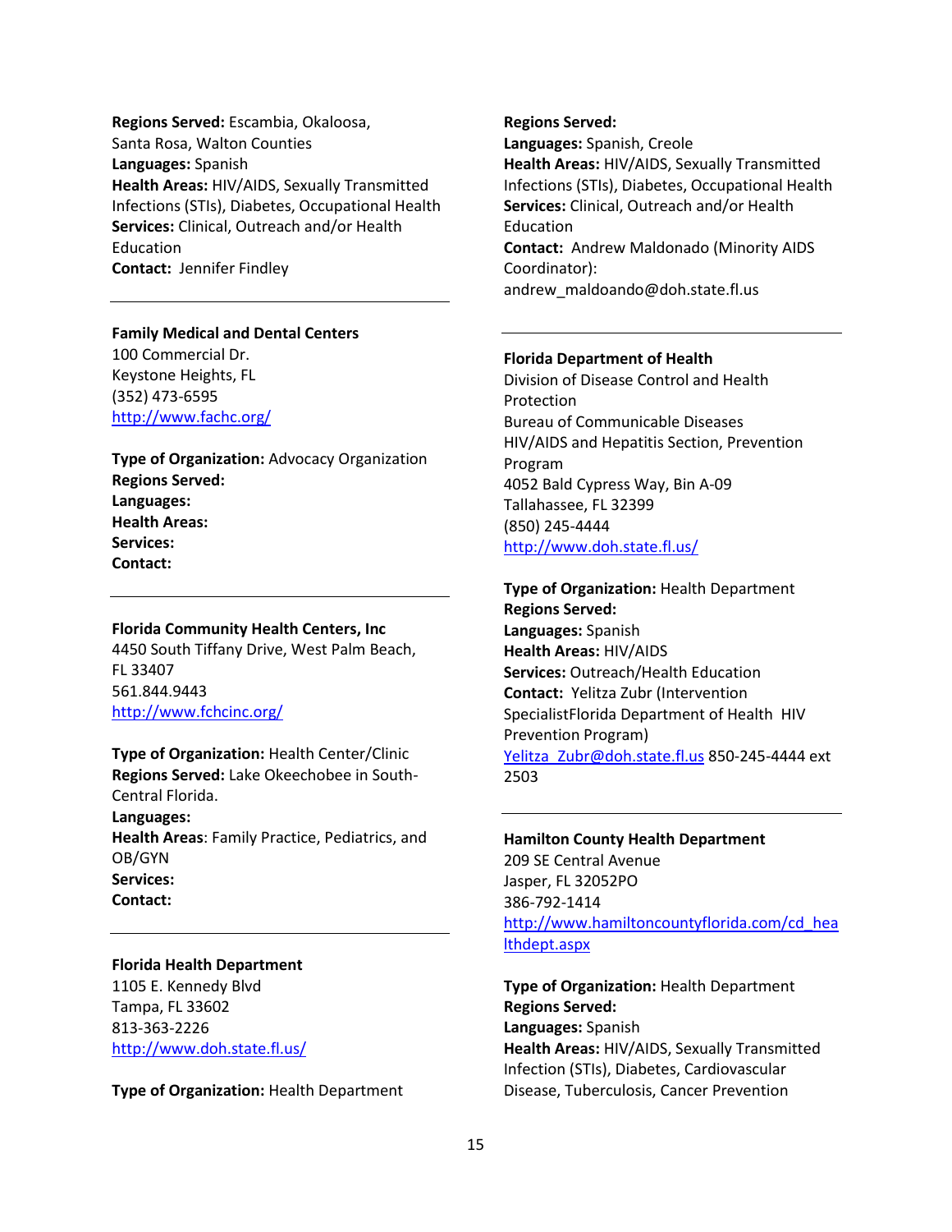**Regions Served:** Escambia, Okaloosa, Santa Rosa, Walton Counties
**Languages:** Spanish
**Health Areas:** HIV/AIDS, Sexually Transmitted Infections (STIs), Diabetes, Occupational Health
**Services:** Clinical, Outreach and/or Health Education
**Contact:** Jennifer Findley

---

**Family Medical and Dental Centers**
100 Commercial Dr.
Keystone Heights, FL
(352) 473-6595
http://www.fachc.org/

**Type of Organization:** Advocacy Organization
**Regions Served:**
**Languages:**
**Health Areas:**
**Services:**
**Contact:**

---

**Florida Community Health Centers, Inc**
4450 South Tiffany Drive, West Palm Beach, FL 33407
561.844.9443
http://www.fchcinc.org/

**Type of Organization:** Health Center/Clinic
**Regions Served:** Lake Okeechobee in South-Central Florida.
**Languages:**
**Health Areas**: Family Practice, Pediatrics, and OB/GYN
**Services:**
**Contact:**

---

**Florida Health Department**
1105 E. Kennedy Blvd
Tampa, FL 33602
813-363-2226
http://www.doh.state.fl.us/

**Type of Organization:** Health Department
**Regions Served:**
**Languages:** Spanish, Creole
**Health Areas:** HIV/AIDS, Sexually Transmitted Infections (STIs), Diabetes, Occupational Health
**Services:** Clinical, Outreach and/or Health Education
**Contact:** Andrew Maldonado (Minority AIDS Coordinator): andrew_maldoando@doh.state.fl.us

---

**Florida Department of Health**
Division of Disease Control and Health Protection
Bureau of Communicable Diseases
HIV/AIDS and Hepatitis Section, Prevention Program
4052 Bald Cypress Way, Bin A-09
Tallahassee, FL 32399
(850) 245-4444
http://www.doh.state.fl.us/

**Type of Organization:** Health Department
**Regions Served:**
**Languages:** Spanish
**Health Areas:** HIV/AIDS
**Services:** Outreach/Health Education
**Contact:** Yelitza Zubr (Intervention SpecialistFlorida Department of Health HIV Prevention Program)
Yelitza_Zubr@doh.state.fl.us 850-245-4444 ext 2503

---

**Hamilton County Health Department**
209 SE Central Avenue
Jasper, FL 32052PO
386-792-1414
http://www.hamiltoncountyflorida.com/cd_healthdept.aspx

**Type of Organization:** Health Department
**Regions Served:**
**Languages:** Spanish
**Health Areas:** HIV/AIDS, Sexually Transmitted Infection (STIs), Diabetes, Cardiovascular Disease, Tuberculosis, Cancer Prevention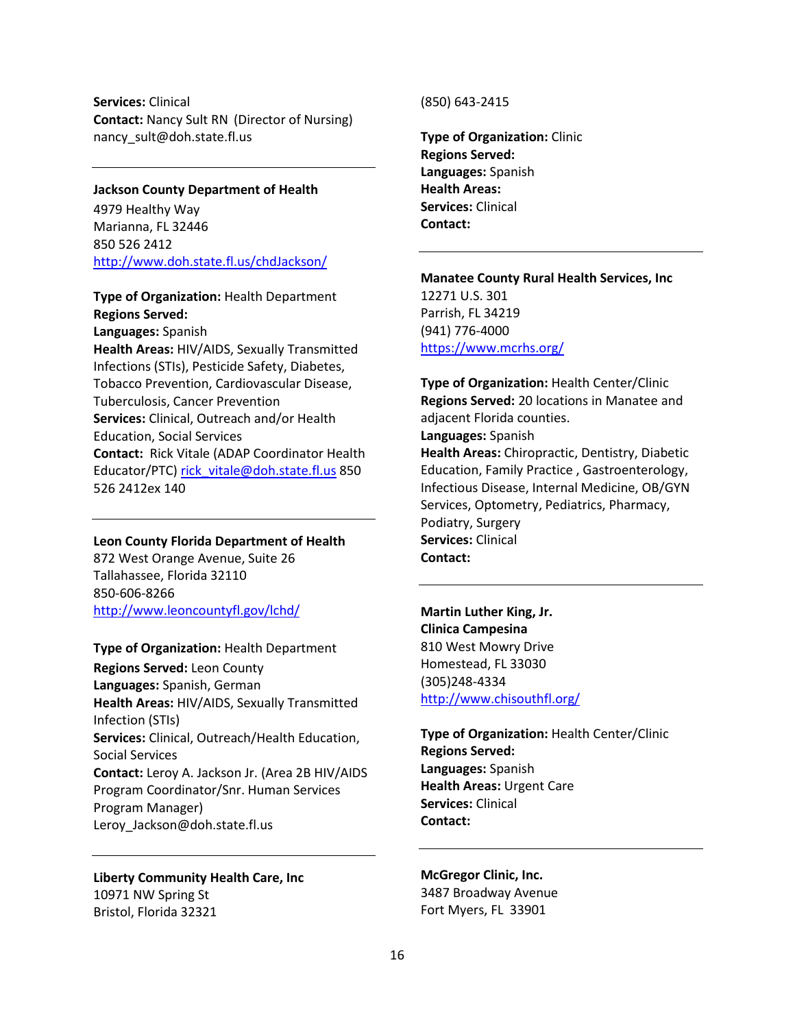**Services:** Clinical
**Contact:** Nancy Sult RN (Director of Nursing)
nancy_sult@doh.state.fl.us

---

**Jackson County Department of Health**
4979 Healthy Way
Marianna, FL 32446
850 526 2412
http://www.doh.state.fl.us/chdJackson/

**Type of Organization:** Health Department
**Regions Served:**
**Languages:** Spanish
**Health Areas:** HIV/AIDS, Sexually Transmitted Infections (STIs), Pesticide Safety, Diabetes, Tobacco Prevention, Cardiovascular Disease, Tuberculosis, Cancer Prevention
**Services:** Clinical, Outreach and/or Health Education, Social Services
**Contact:** Rick Vitale (ADAP Coordinator Health Educator/PTC) rick_vitale@doh.state.fl.us 850 526 2412ex 140

---

**Leon County Florida Department of Health**
872 West Orange Avenue, Suite 26
Tallahassee, Florida 32110
850-606-8266
http://www.leoncountyfl.gov/lchd/

**Type of Organization:** Health Department
**Regions Served:** Leon County
**Languages:** Spanish, German
**Health Areas:** HIV/AIDS, Sexually Transmitted Infection (STIs)
**Services:** Clinical, Outreach/Health Education, Social Services
**Contact:** Leroy A. Jackson Jr. (Area 2B HIV/AIDS Program Coordinator/Snr. Human Services Program Manager)
Leroy_Jackson@doh.state.fl.us

---

**Liberty Community Health Care, Inc**
10971 NW Spring St
Bristol, Florida 32321
(850) 643-2415

**Type of Organization:** Clinic
**Regions Served:**
**Languages:** Spanish
**Health Areas:**
**Services:** Clinical
**Contact:**

---

**Manatee County Rural Health Services, Inc**
12271 U.S. 301
Parrish, FL 34219
(941) 776-4000
https://www.mcrhs.org/

**Type of Organization:** Health Center/Clinic
**Regions Served:** 20 locations in Manatee and adjacent Florida counties.
**Languages:** Spanish
**Health Areas:** Chiropractic, Dentistry, Diabetic Education, Family Practice , Gastroenterology, Infectious Disease, Internal Medicine, OB/GYN Services, Optometry, Pediatrics, Pharmacy, Podiatry, Surgery
**Services:** Clinical
**Contact:**

---

**Martin Luther King, Jr.**
**Clinica Campesina**
810 West Mowry Drive
Homestead, FL 33030
(305)248-4334
http://www.chisouthfl.org/

**Type of Organization:** Health Center/Clinic
**Regions Served:**
**Languages:** Spanish
**Health Areas:** Urgent Care
**Services:** Clinical
**Contact:**

---

**McGregor Clinic, Inc.**
3487 Broadway Avenue
Fort Myers, FL 33901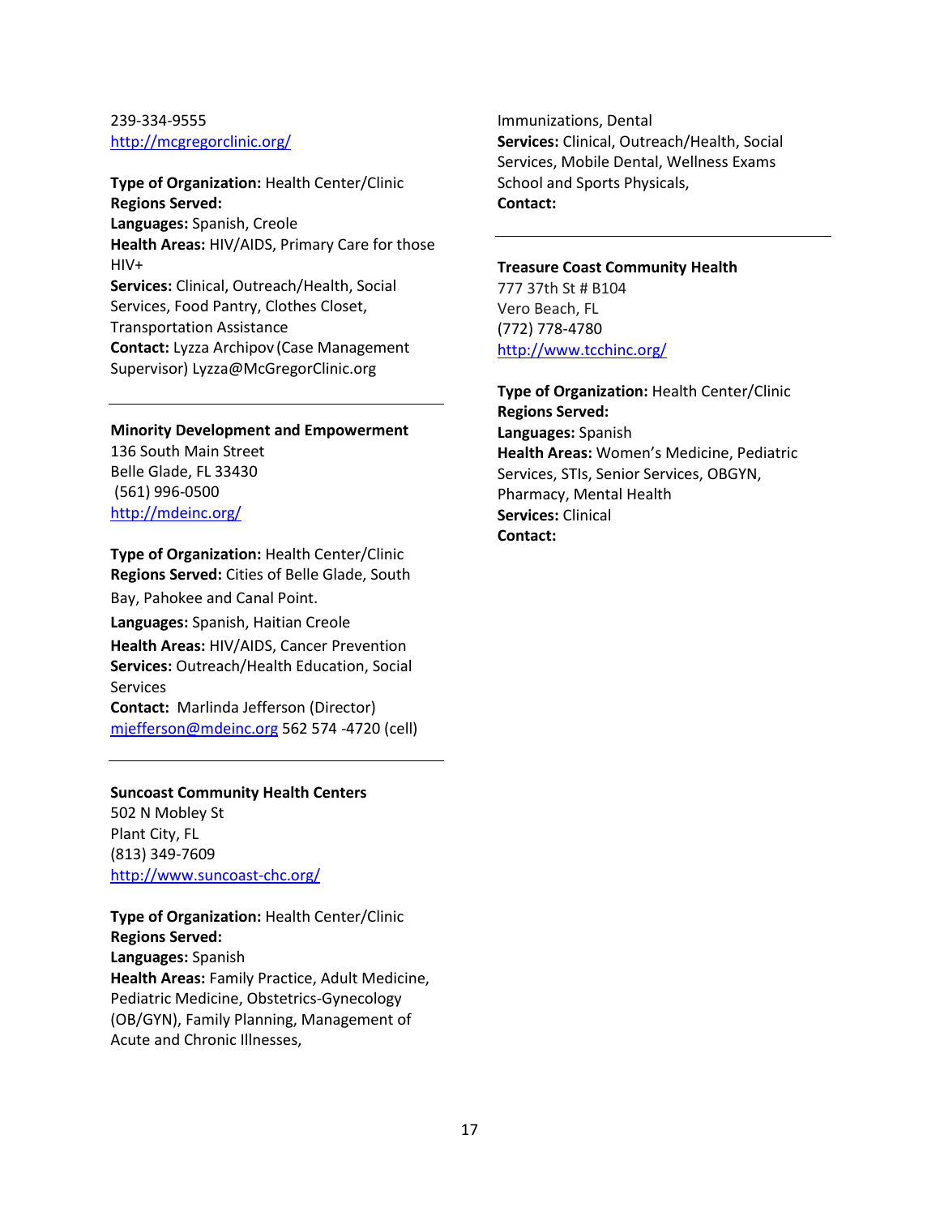239-334-9555
http://mcgregorclinic.org/

**Type of Organization:** Health Center/Clinic
**Regions Served:**
**Languages:** Spanish, Creole
**Health Areas:** HIV/AIDS, Primary Care for those HIV+
**Services:** Clinical, Outreach/Health, Social Services, Food Pantry, Clothes Closet, Transportation Assistance
**Contact:** Lyzza Archipov (Case Management Supervisor) Lyzza@McGregorClinic.org

---

**Minority Development and Empowerment**
136 South Main Street
Belle Glade, FL 33430
(561) 996-0500
http://mdeinc.org/

**Type of Organization:** Health Center/Clinic
**Regions Served:** Cities of Belle Glade, South Bay, Pahokee and Canal Point.
**Languages:** Spanish, Haitian Creole
**Health Areas:** HIV/AIDS, Cancer Prevention
**Services:** Outreach/Health Education, Social Services
**Contact:** Marlinda Jefferson (Director) mjefferson@mdeinc.org 562 574 -4720 (cell)

---

**Suncoast Community Health Centers**
502 N Mobley St
Plant City, FL
(813) 349-7609
http://www.suncoast-chc.org/

**Type of Organization:** Health Center/Clinic
**Regions Served:**
**Languages:** Spanish
**Health Areas:** Family Practice, Adult Medicine, Pediatric Medicine, Obstetrics-Gynecology (OB/GYN), Family Planning, Management of Acute and Chronic Illnesses, Immunizations, Dental
**Services:** Clinical, Outreach/Health, Social Services, Mobile Dental, Wellness Exams School and Sports Physicals,
**Contact:**

---

**Treasure Coast Community Health**
777 37th St # B104
Vero Beach, FL
(772) 778-4780
http://www.tcchinc.org/

**Type of Organization:** Health Center/Clinic
**Regions Served:**
**Languages:** Spanish
**Health Areas:** Women's Medicine, Pediatric Services, STIs, Senior Services, OBGYN, Pharmacy, Mental Health
**Services:** Clinical
**Contact:**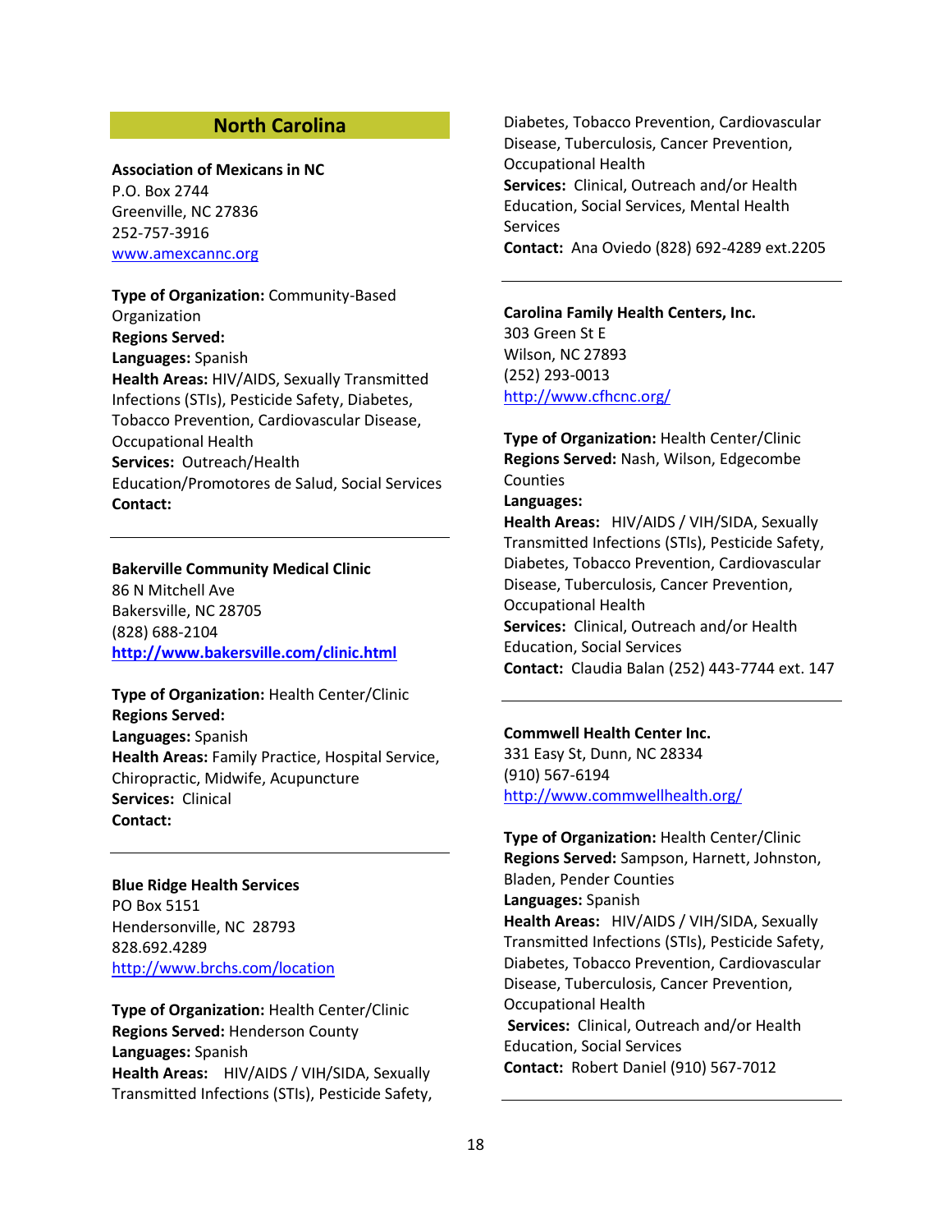## North Carolina

**Association of Mexicans in NC**
P.O. Box 2744
Greenville, NC 27836
252-757-3916
www.amexcannc.org

**Type of Organization:** Community-Based Organization
**Regions Served:**
**Languages:** Spanish
**Health Areas:** HIV/AIDS, Sexually Transmitted Infections (STIs), Pesticide Safety, Diabetes, Tobacco Prevention, Cardiovascular Disease, Occupational Health
**Services:** Outreach/Health Education/Promotores de Salud, Social Services
**Contact:**

---

**Bakerville Community Medical Clinic**
86 N Mitchell Ave
Bakersville, NC 28705
(828) 688-2104
**http://www.bakersville.com/clinic.html**

**Type of Organization:** Health Center/Clinic
**Regions Served:**
**Languages:** Spanish
**Health Areas:** Family Practice, Hospital Service, Chiropractic, Midwife, Acupuncture
**Services:** Clinical
**Contact:**

---

**Blue Ridge Health Services**
PO Box 5151
Hendersonville, NC 28793
828.692.4289
http://www.brchs.com/location

**Type of Organization:** Health Center/Clinic
**Regions Served:** Henderson County
**Languages:** Spanish
**Health Areas:** HIV/AIDS / VIH/SIDA, Sexually Transmitted Infections (STIs), Pesticide Safety, Diabetes, Tobacco Prevention, Cardiovascular Disease, Tuberculosis, Cancer Prevention, Occupational Health
**Services:** Clinical, Outreach and/or Health Education, Social Services, Mental Health Services
**Contact:** Ana Oviedo (828) 692-4289 ext.2205

---

**Carolina Family Health Centers, Inc.**
303 Green St E
Wilson, NC 27893
(252) 293-0013
http://www.cfhcnc.org/

**Type of Organization:** Health Center/Clinic
**Regions Served:** Nash, Wilson, Edgecombe Counties
**Languages:**
**Health Areas:** HIV/AIDS / VIH/SIDA, Sexually Transmitted Infections (STIs), Pesticide Safety, Diabetes, Tobacco Prevention, Cardiovascular Disease, Tuberculosis, Cancer Prevention, Occupational Health
**Services:** Clinical, Outreach and/or Health Education, Social Services
**Contact:** Claudia Balan (252) 443-7744 ext. 147

---

**Commwell Health Center Inc.**
331 Easy St, Dunn, NC 28334
(910) 567-6194
http://www.commwellhealth.org/

**Type of Organization:** Health Center/Clinic
**Regions Served:** Sampson, Harnett, Johnston, Bladen, Pender Counties
**Languages:** Spanish
**Health Areas:** HIV/AIDS / VIH/SIDA, Sexually Transmitted Infections (STIs), Pesticide Safety, Diabetes, Tobacco Prevention, Cardiovascular Disease, Tuberculosis, Cancer Prevention, Occupational Health
**Services:** Clinical, Outreach and/or Health Education, Social Services
**Contact:** Robert Daniel (910) 567-7012

---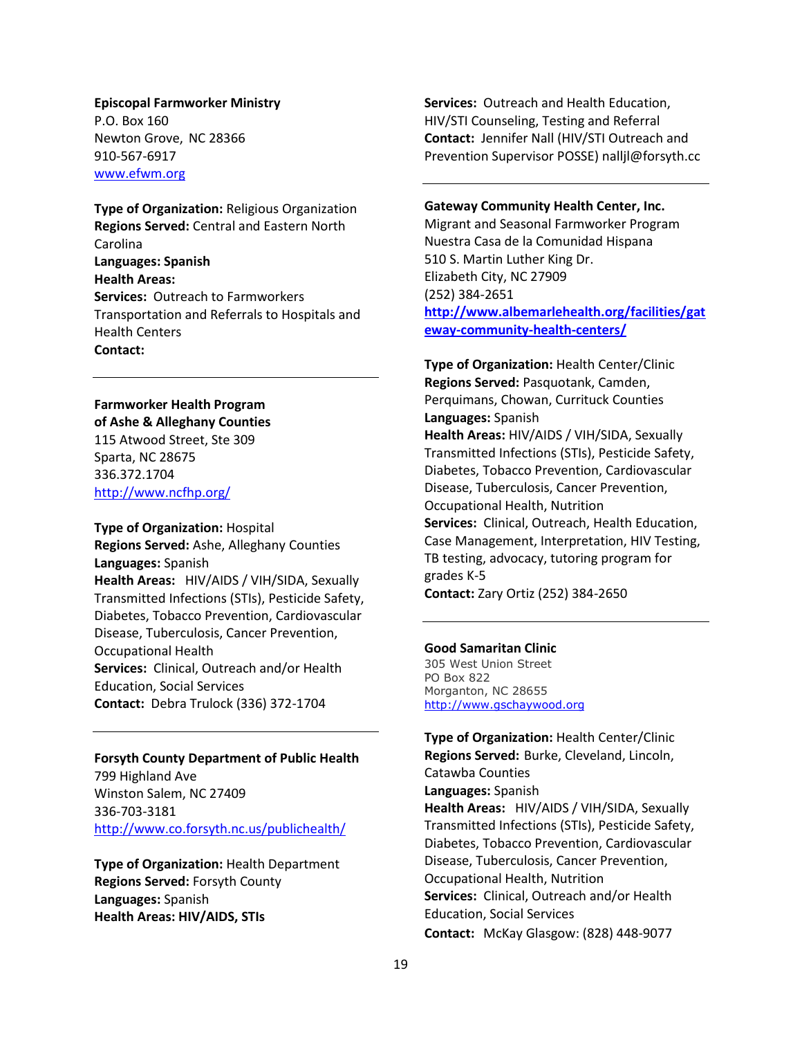**Episcopal Farmworker Ministry**
P.O. Box 160
Newton Grove, NC 28366
910-567-6917
[www.efwm.org](http://www.efwm.org)

**Type of Organization:** Religious Organization
**Regions Served:** Central and Eastern North Carolina
**Languages: Spanish**
**Health Areas:**
**Services:** Outreach to Farmworkers
Transportation and Referrals to Hospitals and Health Centers
**Contact:**

---

**Farmworker Health Program of Ashe & Alleghany Counties**
115 Atwood Street, Ste 309
Sparta, NC 28675
336.372.1704
[http://www.ncfhp.org/](http://www.ncfhp.org/)

**Type of Organization:** Hospital
**Regions Served:** Ashe, Alleghany Counties
**Languages:** Spanish
**Health Areas:** HIV/AIDS / VIH/SIDA, Sexually Transmitted Infections (STIs), Pesticide Safety, Diabetes, Tobacco Prevention, Cardiovascular Disease, Tuberculosis, Cancer Prevention, Occupational Health
**Services:** Clinical, Outreach and/or Health Education, Social Services
**Contact:** Debra Trulock (336) 372-1704

---

**Forsyth County Department of Public Health**
799 Highland Ave
Winston Salem, NC 27409
336-703-3181
[http://www.co.forsyth.nc.us/publichealth/](http://www.co.forsyth.nc.us/publichealth/)

**Type of Organization:** Health Department
**Regions Served:** Forsyth County
**Languages:** Spanish
**Health Areas: HIV/AIDS, STIs**
**Services:** Outreach and Health Education, HIV/STI Counseling, Testing and Referral
**Contact:** Jennifer Nall (HIV/STI Outreach and Prevention Supervisor POSSE) nalljl@forsyth.cc

---

**Gateway Community Health Center, Inc.**
Migrant and Seasonal Farmworker Program
Nuestra Casa de la Comunidad Hispana
510 S. Martin Luther King Dr.
Elizabeth City, NC 27909
(252) 384-2651
[http://www.albemarlehealth.org/facilities/gateway-community-health-centers/](http://www.albemarlehealth.org/facilities/gateway-community-health-centers/)

**Type of Organization:** Health Center/Clinic
**Regions Served:** Pasquotank, Camden, Perquimans, Chowan, Currituck Counties
**Languages:** Spanish
**Health Areas:** HIV/AIDS / VIH/SIDA, Sexually Transmitted Infections (STIs), Pesticide Safety, Diabetes, Tobacco Prevention, Cardiovascular Disease, Tuberculosis, Cancer Prevention, Occupational Health, Nutrition
**Services:** Clinical, Outreach, Health Education, Case Management, Interpretation, HIV Testing, TB testing, advocacy, tutoring program for grades K-5
**Contact:** Zary Ortiz (252) 384-2650

---

**Good Samaritan Clinic**
305 West Union Street
PO Box 822
Morganton, NC 28655
[http://www.gschaywood.org](http://www.gschaywood.org)

**Type of Organization:** Health Center/Clinic
**Regions Served:** Burke, Cleveland, Lincoln, Catawba Counties
**Languages:** Spanish
**Health Areas:** HIV/AIDS / VIH/SIDA, Sexually Transmitted Infections (STIs), Pesticide Safety, Diabetes, Tobacco Prevention, Cardiovascular Disease, Tuberculosis, Cancer Prevention, Occupational Health, Nutrition
**Services:** Clinical, Outreach and/or Health Education, Social Services
**Contact:** McKay Glasgow: (828) 448-9077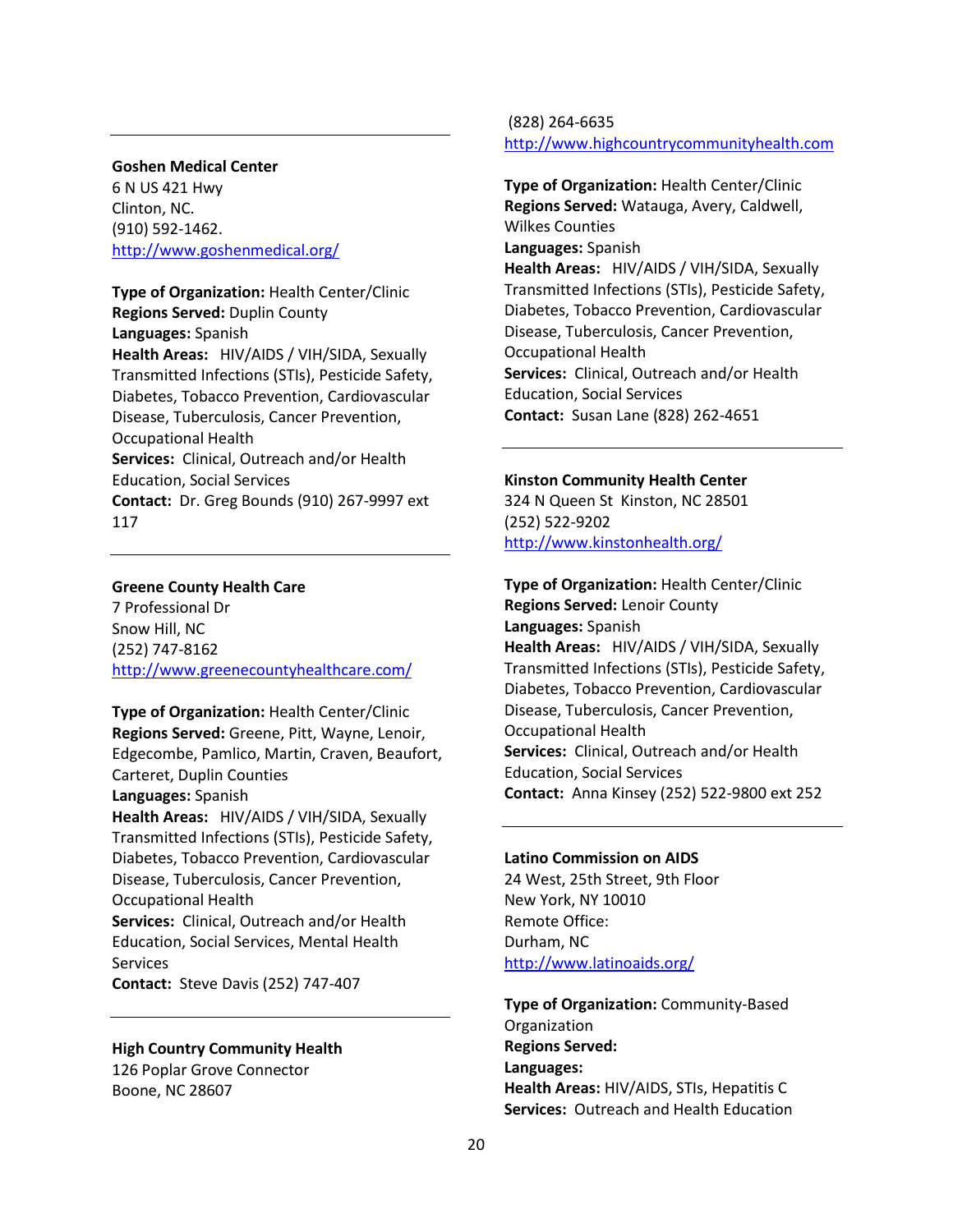---

**Goshen Medical Center**
6 N US 421 Hwy
Clinton, NC.
(910) 592-1462.
http://www.goshenmedical.org/

**Type of Organization:** Health Center/Clinic
**Regions Served:** Duplin County
**Languages:** Spanish
**Health Areas:** HIV/AIDS / VIH/SIDA, Sexually Transmitted Infections (STIs), Pesticide Safety, Diabetes, Tobacco Prevention, Cardiovascular Disease, Tuberculosis, Cancer Prevention, Occupational Health
**Services:** Clinical, Outreach and/or Health Education, Social Services
**Contact:** Dr. Greg Bounds (910) 267-9997 ext 117

---

**Greene County Health Care**
7 Professional Dr
Snow Hill, NC
(252) 747-8162
http://www.greenecountyhealthcare.com/

**Type of Organization:** Health Center/Clinic
**Regions Served:** Greene, Pitt, Wayne, Lenoir, Edgecombe, Pamlico, Martin, Craven, Beaufort, Carteret, Duplin Counties
**Languages:** Spanish
**Health Areas:** HIV/AIDS / VIH/SIDA, Sexually Transmitted Infections (STIs), Pesticide Safety, Diabetes, Tobacco Prevention, Cardiovascular Disease, Tuberculosis, Cancer Prevention, Occupational Health
**Services:** Clinical, Outreach and/or Health Education, Social Services, Mental Health Services
**Contact:** Steve Davis (252) 747-407

---

**High Country Community Health**
126 Poplar Grove Connector
Boone, NC 28607
(828) 264-6635
http://www.highcountrycommunityhealth.com

**Type of Organization:** Health Center/Clinic
**Regions Served:** Watauga, Avery, Caldwell, Wilkes Counties
**Languages:** Spanish
**Health Areas:** HIV/AIDS / VIH/SIDA, Sexually Transmitted Infections (STIs), Pesticide Safety, Diabetes, Tobacco Prevention, Cardiovascular Disease, Tuberculosis, Cancer Prevention, Occupational Health
**Services:** Clinical, Outreach and/or Health Education, Social Services
**Contact:** Susan Lane (828) 262-4651

---

**Kinston Community Health Center**
324 N Queen St Kinston, NC 28501
(252) 522-9202
http://www.kinstonhealth.org/

**Type of Organization:** Health Center/Clinic
**Regions Served:** Lenoir County
**Languages:** Spanish
**Health Areas:** HIV/AIDS / VIH/SIDA, Sexually Transmitted Infections (STIs), Pesticide Safety, Diabetes, Tobacco Prevention, Cardiovascular Disease, Tuberculosis, Cancer Prevention, Occupational Health
**Services:** Clinical, Outreach and/or Health Education, Social Services
**Contact:** Anna Kinsey (252) 522-9800 ext 252

---

**Latino Commission on AIDS**
24 West, 25th Street, 9th Floor
New York, NY 10010
Remote Office:
Durham, NC
http://www.latinoaids.org/

**Type of Organization:** Community-Based Organization
**Regions Served:**
**Languages:**
**Health Areas:** HIV/AIDS, STIs, Hepatitis C
**Services:** Outreach and Health Education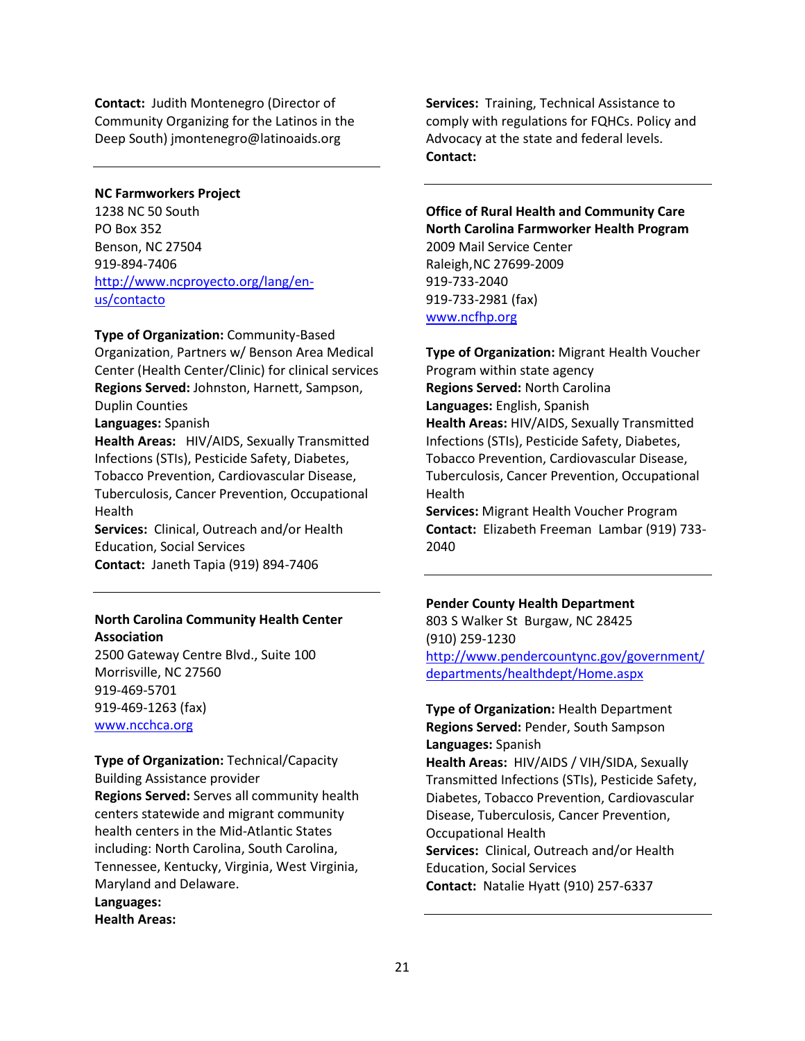**Contact:** Judith Montenegro (Director of Community Organizing for the Latinos in the Deep South) jmontenegro@latinoaids.org

---

**NC Farmworkers Project**
1238 NC 50 South
PO Box 352
Benson, NC 27504
919-894-7406
[http://www.ncproyecto.org/lang/en-us/contacto](http://www.ncproyecto.org/lang/en-us/contacto)

**Type of Organization:** Community-Based Organization, Partners w/ Benson Area Medical Center (Health Center/Clinic) for clinical services
**Regions Served:** Johnston, Harnett, Sampson, Duplin Counties
**Languages:** Spanish
**Health Areas:** HIV/AIDS, Sexually Transmitted Infections (STIs), Pesticide Safety, Diabetes, Tobacco Prevention, Cardiovascular Disease, Tuberculosis, Cancer Prevention, Occupational Health
**Services:** Clinical, Outreach and/or Health Education, Social Services
**Contact:** Janeth Tapia (919) 894-7406

---

**North Carolina Community Health Center Association**
2500 Gateway Centre Blvd., Suite 100
Morrisville, NC 27560
919-469-5701
919-469-1263 (fax)
[www.ncchca.org](www.ncchca.org)

**Type of Organization:** Technical/Capacity Building Assistance provider
**Regions Served:** Serves all community health centers statewide and migrant community health centers in the Mid-Atlantic States including: North Carolina, South Carolina, Tennessee, Kentucky, Virginia, West Virginia, Maryland and Delaware.
**Languages:**
**Health Areas:**
**Services:** Training, Technical Assistance to comply with regulations for FQHCs. Policy and Advocacy at the state and federal levels.
**Contact:**

---

**Office of Rural Health and Community Care North Carolina Farmworker Health Program**
2009 Mail Service Center
Raleigh,NC 27699-2009
919-733-2040
919-733-2981 (fax)
[www.ncfhp.org](www.ncfhp.org)

**Type of Organization:** Migrant Health Voucher Program within state agency
**Regions Served:** North Carolina
**Languages:** English, Spanish
**Health Areas:** HIV/AIDS, Sexually Transmitted Infections (STIs), Pesticide Safety, Diabetes, Tobacco Prevention, Cardiovascular Disease, Tuberculosis, Cancer Prevention, Occupational Health
**Services:** Migrant Health Voucher Program
**Contact:** Elizabeth Freeman Lambar (919) 733-2040

---

**Pender County Health Department**
803 S Walker St Burgaw, NC 28425
(910) 259-1230
[http://www.pendercountync.gov/government/departments/healthdept/Home.aspx](http://www.pendercountync.gov/government/departments/healthdept/Home.aspx)

**Type of Organization:** Health Department
**Regions Served:** Pender, South Sampson
**Languages:** Spanish
**Health Areas:** HIV/AIDS / VIH/SIDA, Sexually Transmitted Infections (STIs), Pesticide Safety, Diabetes, Tobacco Prevention, Cardiovascular Disease, Tuberculosis, Cancer Prevention, Occupational Health
**Services:** Clinical, Outreach and/or Health Education, Social Services
**Contact:** Natalie Hyatt (910) 257-6337

---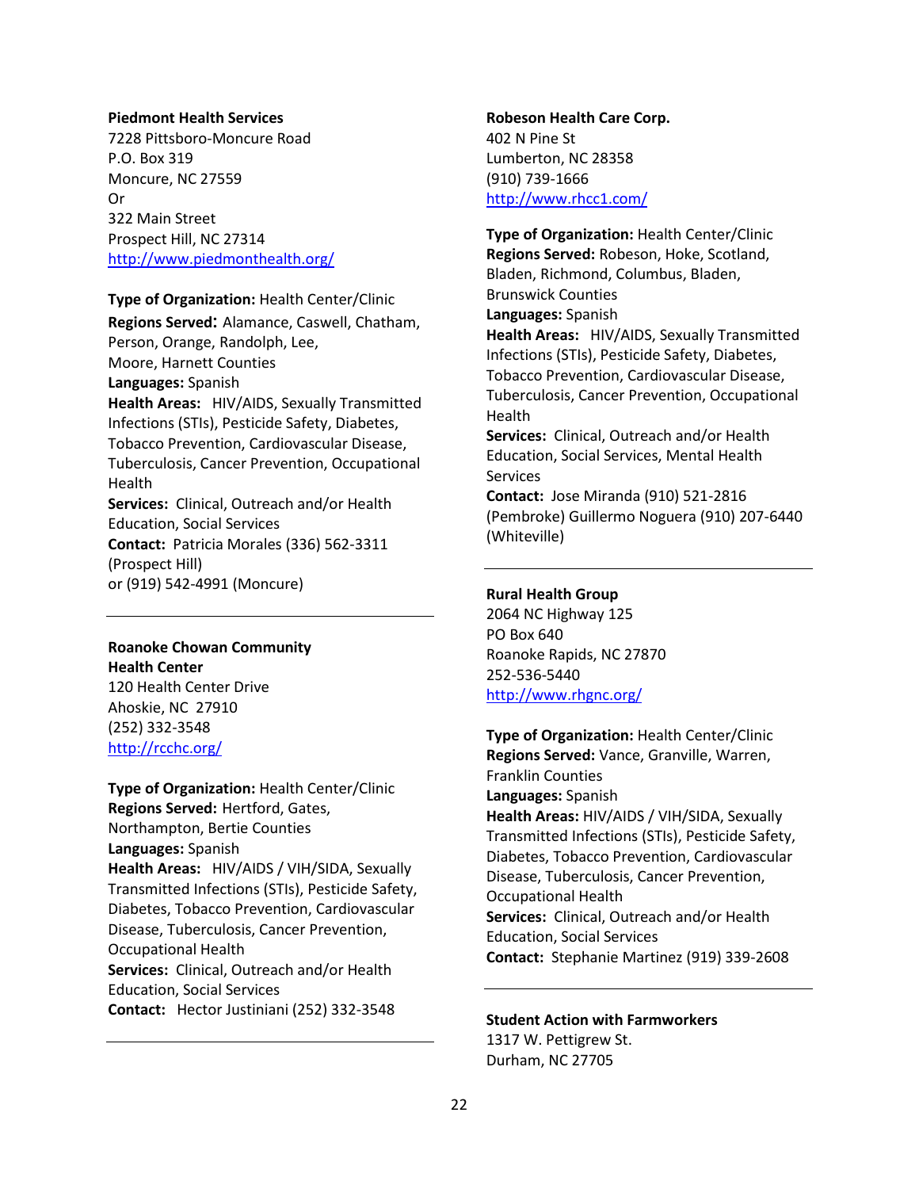**Piedmont Health Services**
7228 Pittsboro-Moncure Road
P.O. Box 319
Moncure, NC 27559
Or
322 Main Street
Prospect Hill, NC 27314
http://www.piedmonthealth.org/

**Type of Organization:** Health Center/Clinic
**Regions Served:** Alamance, Caswell, Chatham, Person, Orange, Randolph, Lee, Moore, Harnett Counties
**Languages:** Spanish
**Health Areas:** HIV/AIDS, Sexually Transmitted Infections (STIs), Pesticide Safety, Diabetes, Tobacco Prevention, Cardiovascular Disease, Tuberculosis, Cancer Prevention, Occupational Health
**Services:** Clinical, Outreach and/or Health Education, Social Services
**Contact:** Patricia Morales (336) 562-3311 (Prospect Hill)
or (919) 542-4991 (Moncure)

---

**Roanoke Chowan Community Health Center**
120 Health Center Drive
Ahoskie, NC 27910
(252) 332-3548
http://rcchc.org/

**Type of Organization:** Health Center/Clinic
**Regions Served:** Hertford, Gates, Northampton, Bertie Counties
**Languages:** Spanish
**Health Areas:** HIV/AIDS / VIH/SIDA, Sexually Transmitted Infections (STIs), Pesticide Safety, Diabetes, Tobacco Prevention, Cardiovascular Disease, Tuberculosis, Cancer Prevention, Occupational Health
**Services:** Clinical, Outreach and/or Health Education, Social Services
**Contact:** Hector Justiniani (252) 332-3548

---

**Robeson Health Care Corp.**
402 N Pine St
Lumberton, NC 28358
(910) 739-1666
http://www.rhcc1.com/

**Type of Organization:** Health Center/Clinic
**Regions Served:** Robeson, Hoke, Scotland, Bladen, Richmond, Columbus, Bladen, Brunswick Counties
**Languages:** Spanish
**Health Areas:** HIV/AIDS, Sexually Transmitted Infections (STIs), Pesticide Safety, Diabetes, Tobacco Prevention, Cardiovascular Disease, Tuberculosis, Cancer Prevention, Occupational Health
**Services:** Clinical, Outreach and/or Health Education, Social Services, Mental Health Services
**Contact:** Jose Miranda (910) 521-2816 (Pembroke) Guillermo Noguera (910) 207-6440 (Whiteville)

---

**Rural Health Group**
2064 NC Highway 125
PO Box 640
Roanoke Rapids, NC 27870
252-536-5440
http://www.rhgnc.org/

**Type of Organization:** Health Center/Clinic
**Regions Served:** Vance, Granville, Warren, Franklin Counties
**Languages:** Spanish
**Health Areas:** HIV/AIDS / VIH/SIDA, Sexually Transmitted Infections (STIs), Pesticide Safety, Diabetes, Tobacco Prevention, Cardiovascular Disease, Tuberculosis, Cancer Prevention, Occupational Health
**Services:** Clinical, Outreach and/or Health Education, Social Services
**Contact:** Stephanie Martinez (919) 339-2608

---

**Student Action with Farmworkers**
1317 W. Pettigrew St.
Durham, NC 27705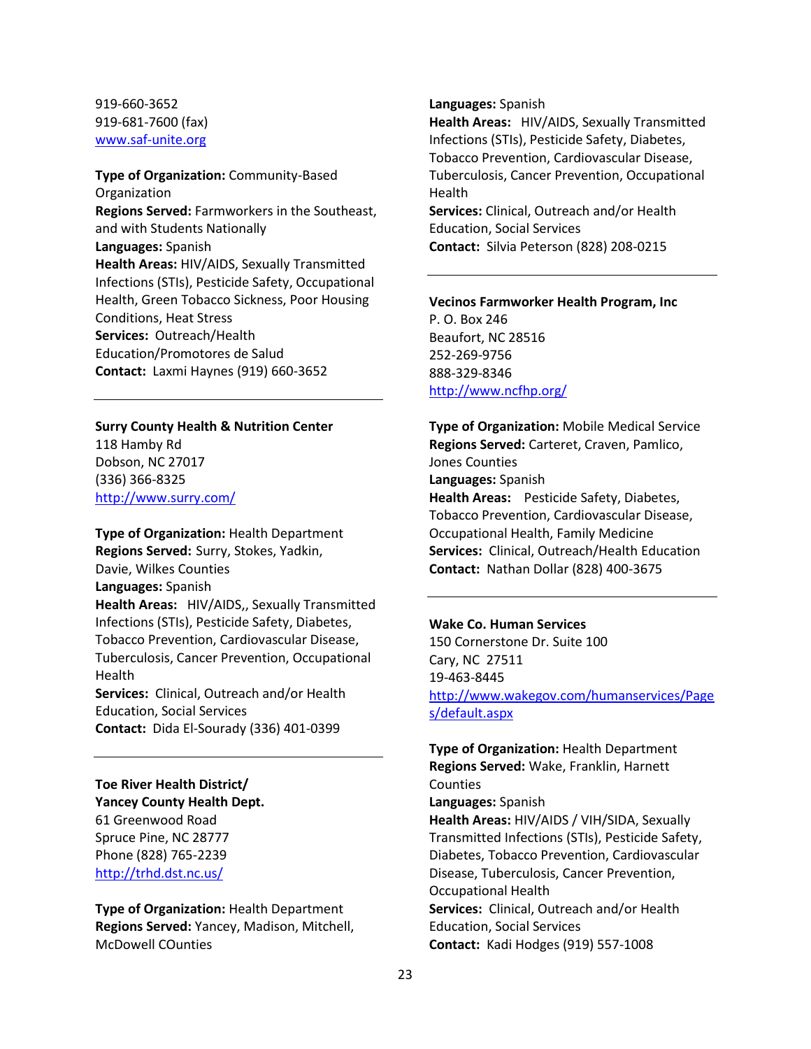919-660-3652
919-681-7600 (fax)
www.saf-unite.org

**Type of Organization:** Community-Based Organization
**Regions Served:** Farmworkers in the Southeast, and with Students Nationally
**Languages:** Spanish
**Health Areas:** HIV/AIDS, Sexually Transmitted Infections (STIs), Pesticide Safety, Occupational Health, Green Tobacco Sickness, Poor Housing Conditions, Heat Stress
**Services:** Outreach/Health Education/Promotores de Salud
**Contact:** Laxmi Haynes (919) 660-3652

---

**Surry County Health & Nutrition Center**
118 Hamby Rd
Dobson, NC 27017
(336) 366-8325
http://www.surry.com/

**Type of Organization:** Health Department
**Regions Served:** Surry, Stokes, Yadkin, Davie, Wilkes Counties
**Languages:** Spanish
**Health Areas:** HIV/AIDS,, Sexually Transmitted Infections (STIs), Pesticide Safety, Diabetes, Tobacco Prevention, Cardiovascular Disease, Tuberculosis, Cancer Prevention, Occupational Health
**Services:** Clinical, Outreach and/or Health Education, Social Services
**Contact:** Dida El-Sourady (336) 401-0399

---

**Toe River Health District/**
**Yancey County Health Dept.**
61 Greenwood Road
Spruce Pine, NC 28777
Phone (828) 765-2239
http://trhd.dst.nc.us/

**Type of Organization:** Health Department
**Regions Served:** Yancey, Madison, Mitchell, McDowell COunties
**Languages:** Spanish
**Health Areas:** HIV/AIDS, Sexually Transmitted Infections (STIs), Pesticide Safety, Diabetes, Tobacco Prevention, Cardiovascular Disease, Tuberculosis, Cancer Prevention, Occupational Health
**Services:** Clinical, Outreach and/or Health Education, Social Services
**Contact:** Silvia Peterson (828) 208-0215

---

**Vecinos Farmworker Health Program, Inc**
P. O. Box 246
Beaufort, NC 28516
252-269-9756
888-329-8346
http://www.ncfhp.org/

**Type of Organization:** Mobile Medical Service
**Regions Served:** Carteret, Craven, Pamlico, Jones Counties
**Languages:** Spanish
**Health Areas:** Pesticide Safety, Diabetes, Tobacco Prevention, Cardiovascular Disease, Occupational Health, Family Medicine
**Services:** Clinical, Outreach/Health Education
**Contact:** Nathan Dollar (828) 400-3675

---

**Wake Co. Human Services**
150 Cornerstone Dr. Suite 100
Cary, NC 27511
19-463-8445
http://www.wakegov.com/humanservices/Pages/default.aspx

**Type of Organization:** Health Department
**Regions Served:** Wake, Franklin, Harnett Counties
**Languages:** Spanish
**Health Areas:** HIV/AIDS / VIH/SIDA, Sexually Transmitted Infections (STIs), Pesticide Safety, Diabetes, Tobacco Prevention, Cardiovascular Disease, Tuberculosis, Cancer Prevention, Occupational Health
**Services:** Clinical, Outreach and/or Health Education, Social Services
**Contact:** Kadi Hodges (919) 557-1008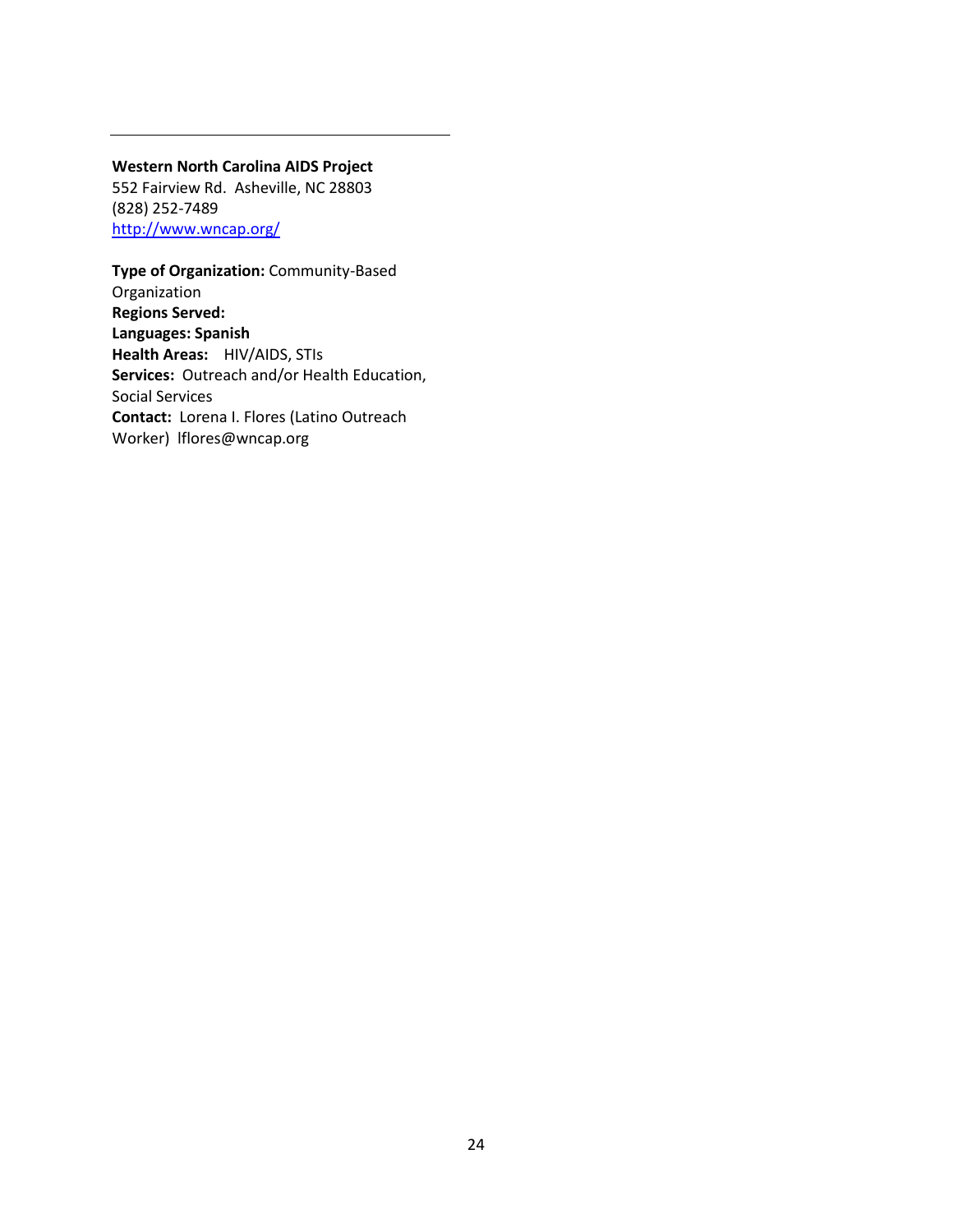---

**Western North Carolina AIDS Project**
552 Fairview Rd.  Asheville, NC 28803
(828) 252-7489
http://www.wncap.org/

**Type of Organization:** Community-Based Organization
**Regions Served:**
**Languages: Spanish**
**Health Areas:** HIV/AIDS, STIs
**Services:** Outreach and/or Health Education, Social Services
**Contact:** Lorena I. Flores (Latino Outreach Worker)  lflores@wncap.org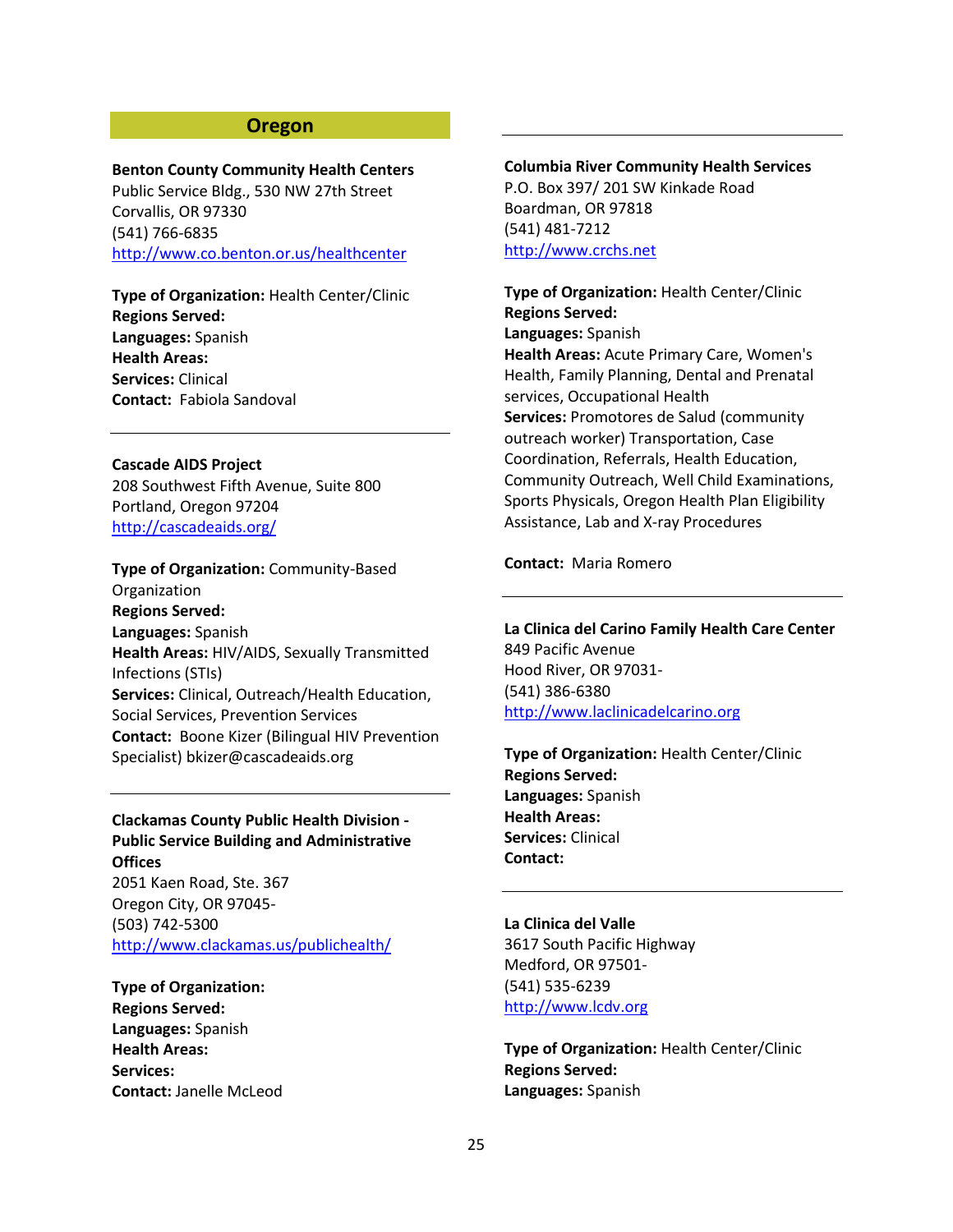## Oregon

**Benton County Community Health Centers**
Public Service Bldg., 530 NW 27th Street
Corvallis, OR 97330
(541) 766-6835
http://www.co.benton.or.us/healthcenter

**Type of Organization:** Health Center/Clinic
**Regions Served:**
**Languages:** Spanish
**Health Areas:**
**Services:** Clinical
**Contact:** Fabiola Sandoval

---

**Cascade AIDS Project**
208 Southwest Fifth Avenue, Suite 800
Portland, Oregon 97204
http://cascadeaids.org/

**Type of Organization:** Community-Based Organization
**Regions Served:**
**Languages:** Spanish
**Health Areas:** HIV/AIDS, Sexually Transmitted Infections (STIs)
**Services:** Clinical, Outreach/Health Education, Social Services, Prevention Services
**Contact:** Boone Kizer (Bilingual HIV Prevention Specialist) bkizer@cascadeaids.org

---

**Clackamas County Public Health Division - Public Service Building and Administrative Offices**
2051 Kaen Road, Ste. 367
Oregon City, OR 97045-
(503) 742-5300
http://www.clackamas.us/publichealth/

**Type of Organization:**
**Regions Served:**
**Languages:** Spanish
**Health Areas:**
**Services:**
**Contact:** Janelle McLeod

---

**Columbia River Community Health Services**
P.O. Box 397/ 201 SW Kinkade Road
Boardman, OR 97818
(541) 481-7212
http://www.crchs.net

**Type of Organization:** Health Center/Clinic
**Regions Served:**
**Languages:** Spanish
**Health Areas:** Acute Primary Care, Women's Health, Family Planning, Dental and Prenatal services, Occupational Health
**Services:** Promotores de Salud (community outreach worker) Transportation, Case Coordination, Referrals, Health Education, Community Outreach, Well Child Examinations, Sports Physicals, Oregon Health Plan Eligibility Assistance, Lab and X-ray Procedures

**Contact:** Maria Romero

---

**La Clinica del Carino Family Health Care Center**
849 Pacific Avenue
Hood River, OR 97031-
(541) 386-6380
http://www.laclinicadelcarino.org

**Type of Organization:** Health Center/Clinic
**Regions Served:**
**Languages:** Spanish
**Health Areas:**
**Services:** Clinical
**Contact:**

---

**La Clinica del Valle**
3617 South Pacific Highway
Medford, OR 97501-
(541) 535-6239
http://www.lcdv.org

**Type of Organization:** Health Center/Clinic
**Regions Served:**
**Languages:** Spanish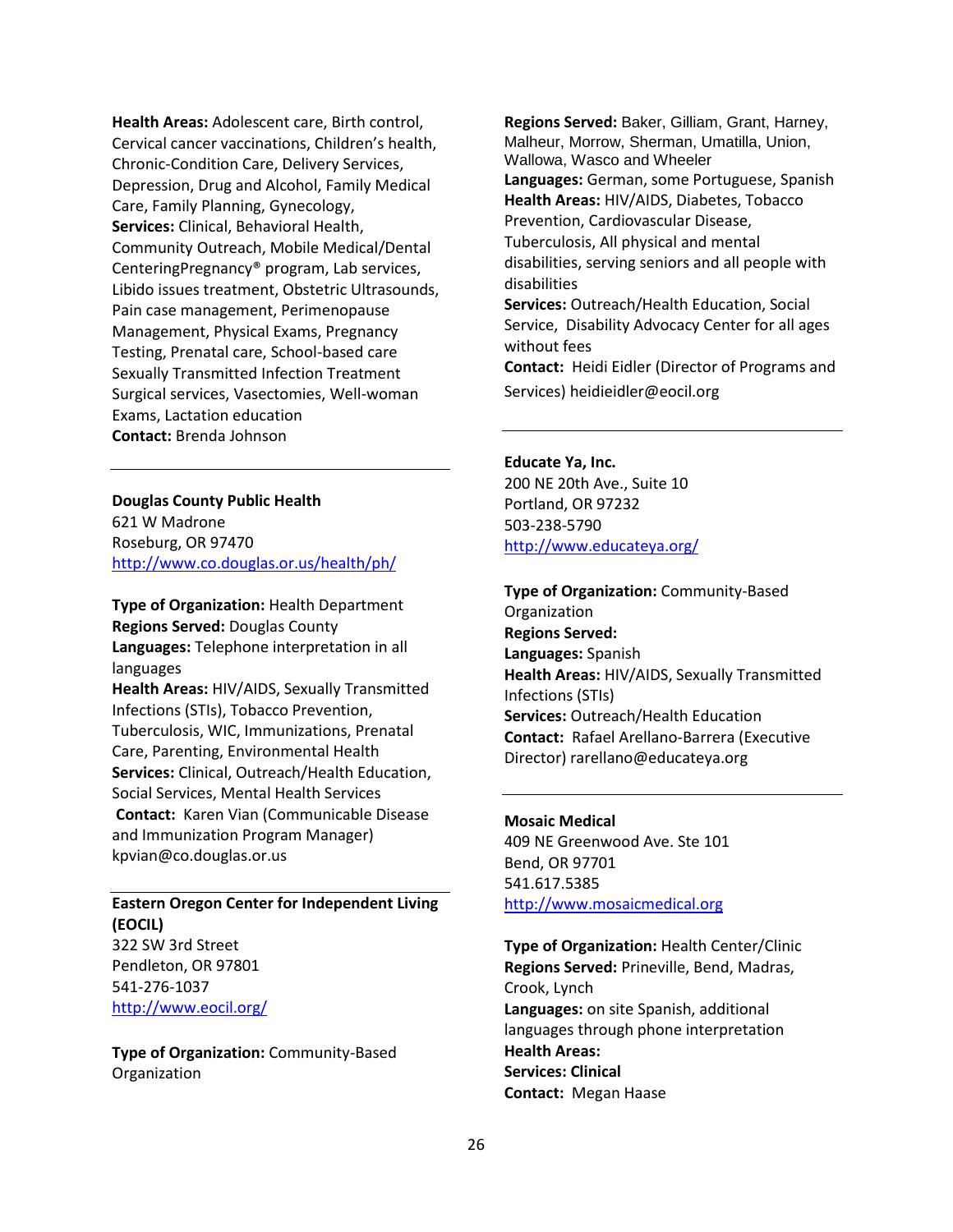**Health Areas:** Adolescent care, Birth control, Cervical cancer vaccinations, Children's health, Chronic-Condition Care, Delivery Services, Depression, Drug and Alcohol, Family Medical Care, Family Planning, Gynecology,
**Services:** Clinical, Behavioral Health, Community Outreach, Mobile Medical/Dental CenteringPregnancy® program, Lab services, Libido issues treatment, Obstetric Ultrasounds, Pain case management, Perimenopause Management, Physical Exams, Pregnancy Testing, Prenatal care, School-based care Sexually Transmitted Infection Treatment Surgical services, Vasectomies, Well-woman Exams, Lactation education
**Contact:** Brenda Johnson

---

**Douglas County Public Health**
621 W Madrone
Roseburg, OR 97470
http://www.co.douglas.or.us/health/ph/

**Type of Organization:** Health Department
**Regions Served:** Douglas County
**Languages:** Telephone interpretation in all languages
**Health Areas:** HIV/AIDS, Sexually Transmitted Infections (STIs), Tobacco Prevention, Tuberculosis, WIC, Immunizations, Prenatal Care, Parenting, Environmental Health
**Services:** Clinical, Outreach/Health Education, Social Services, Mental Health Services
**Contact:** Karen Vian (Communicable Disease and Immunization Program Manager) kpvian@co.douglas.or.us

---

**Eastern Oregon Center for Independent Living (EOCIL)**
322 SW 3rd Street
Pendleton, OR 97801
541-276-1037
http://www.eocil.org/

**Type of Organization:** Community-Based Organization
**Regions Served:** Baker, Gilliam, Grant, Harney, Malheur, Morrow, Sherman, Umatilla, Union, Wallowa, Wasco and Wheeler
**Languages:** German, some Portuguese, Spanish
**Health Areas:** HIV/AIDS, Diabetes, Tobacco Prevention, Cardiovascular Disease, Tuberculosis, All physical and mental disabilities, serving seniors and all people with disabilities
**Services:** Outreach/Health Education, Social Service, Disability Advocacy Center for all ages without fees
**Contact:** Heidi Eidler (Director of Programs and Services) heidieidler@eocil.org

---

**Educate Ya, Inc.**
200 NE 20th Ave., Suite 10
Portland, OR 97232
503-238-5790
http://www.educateya.org/

**Type of Organization:** Community-Based Organization
**Regions Served:**
**Languages:** Spanish
**Health Areas:** HIV/AIDS, Sexually Transmitted Infections (STIs)
**Services:** Outreach/Health Education
**Contact:** Rafael Arellano-Barrera (Executive Director) rarellano@educateya.org

---

**Mosaic Medical**
409 NE Greenwood Ave. Ste 101
Bend, OR 97701
541.617.5385
http://www.mosaicmedical.org

**Type of Organization:** Health Center/Clinic
**Regions Served:** Prineville, Bend, Madras, Crook, Lynch
**Languages:** on site Spanish, additional languages through phone interpretation
**Health Areas:**
**Services: Clinical**
**Contact:** Megan Haase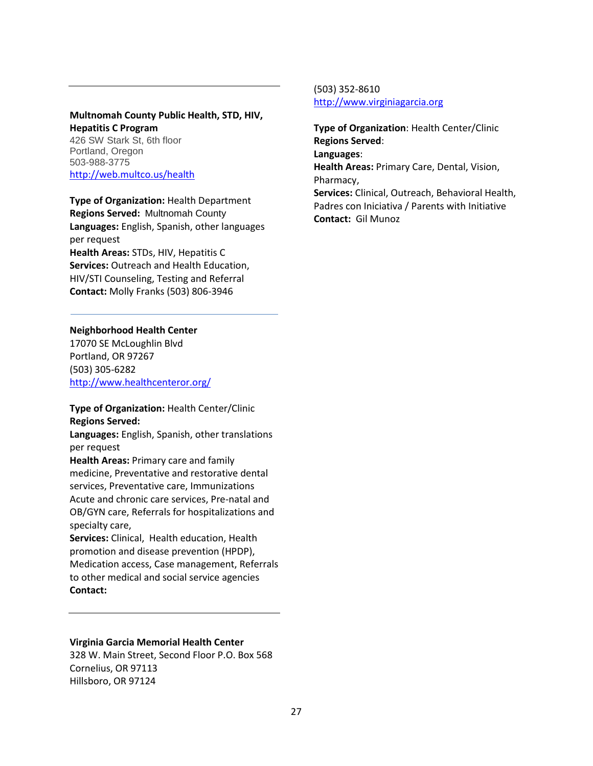---

**Multnomah County Public Health, STD, HIV, Hepatitis C Program**
426 SW Stark St, 6th floor
Portland, Oregon
503-988-3775
http://web.multco.us/health

**Type of Organization:** Health Department
**Regions Served:** Multnomah County
**Languages:** English, Spanish, other languages per request
**Health Areas:** STDs, HIV, Hepatitis C
**Services:** Outreach and Health Education, HIV/STI Counseling, Testing and Referral
**Contact:** Molly Franks (503) 806-3946

---

**Neighborhood Health Center**
17070 SE McLoughlin Blvd
Portland, OR 97267
(503) 305-6282
http://www.healthcenteror.org/

**Type of Organization:** Health Center/Clinic
**Regions Served:**
**Languages:** English, Spanish, other translations per request
**Health Areas:** Primary care and family medicine, Preventative and restorative dental services, Preventative care, Immunizations Acute and chronic care services, Pre-natal and OB/GYN care, Referrals for hospitalizations and specialty care,
**Services:** Clinical, Health education, Health promotion and disease prevention (HPDP), Medication access, Case management, Referrals to other medical and social service agencies
**Contact:**

---

**Virginia Garcia Memorial Health Center**
328 W. Main Street, Second Floor P.O. Box 568
Cornelius, OR 97113
Hillsboro, OR 97124
(503) 352-8610
http://www.virginiagarcia.org

**Type of Organization**: Health Center/Clinic
**Regions Served**:
**Languages**:
**Health Areas:** Primary Care, Dental, Vision, Pharmacy,
**Services:** Clinical, Outreach, Behavioral Health, Padres con Iniciativa / Parents with Initiative
**Contact:** Gil Munoz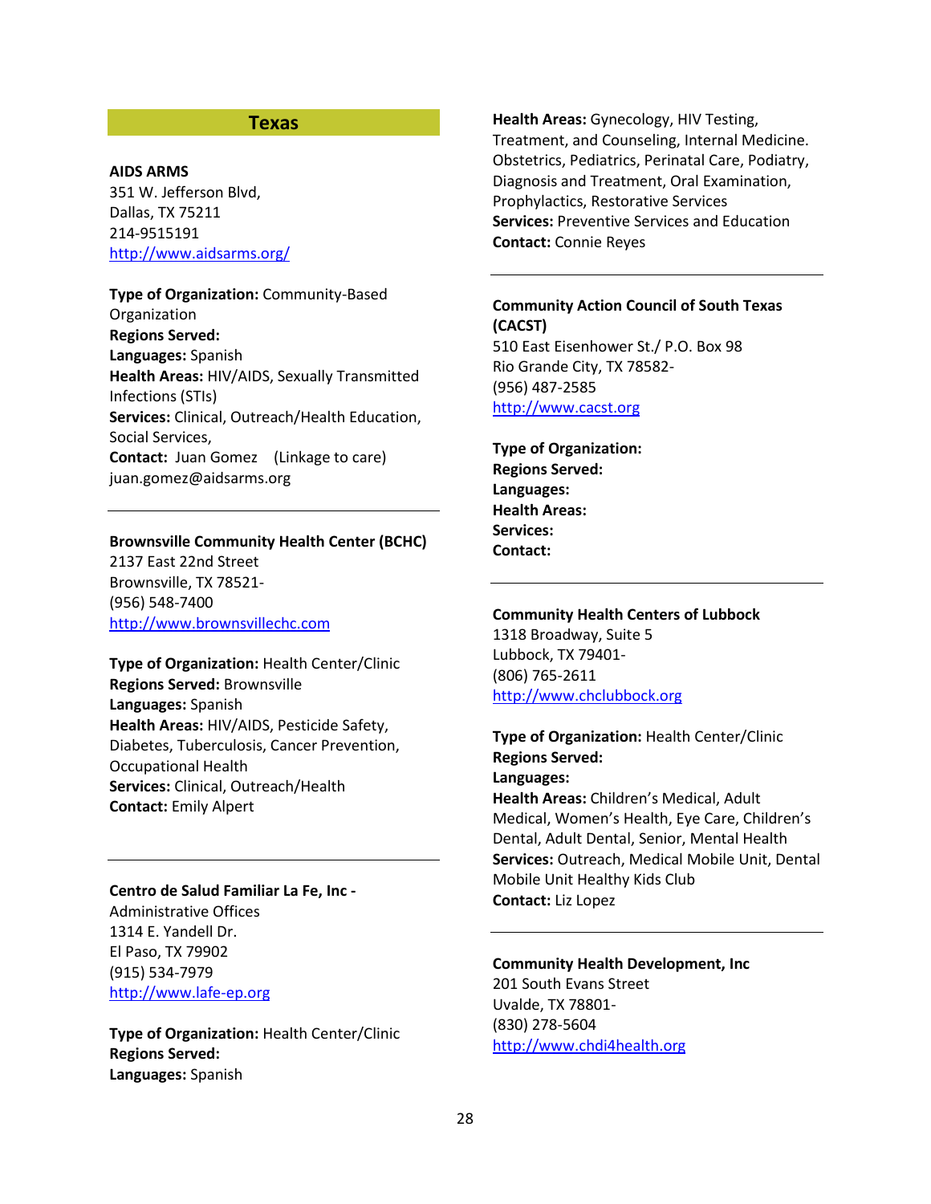## Texas

**AIDS ARMS**
351 W. Jefferson Blvd,
Dallas, TX 75211
214-9515191
http://www.aidsarms.org/

**Type of Organization:** Community-Based Organization
**Regions Served:**
**Languages:** Spanish
**Health Areas:** HIV/AIDS, Sexually Transmitted Infections (STIs)
**Services:** Clinical, Outreach/Health Education, Social Services,
**Contact:** Juan Gomez (Linkage to care)
juan.gomez@aidsarms.org

---

**Brownsville Community Health Center (BCHC)**
2137 East 22nd Street
Brownsville, TX 78521-
(956) 548-7400
http://www.brownsvillechc.com

**Type of Organization:** Health Center/Clinic
**Regions Served:** Brownsville
**Languages:** Spanish
**Health Areas:** HIV/AIDS, Pesticide Safety, Diabetes, Tuberculosis, Cancer Prevention, Occupational Health
**Services:** Clinical, Outreach/Health
**Contact:** Emily Alpert

---

**Centro de Salud Familiar La Fe, Inc -**
Administrative Offices
1314 E. Yandell Dr.
El Paso, TX 79902
(915) 534-7979
http://www.lafe-ep.org

**Type of Organization:** Health Center/Clinic
**Regions Served:**
**Languages:** Spanish
**Health Areas:** Gynecology, HIV Testing, Treatment, and Counseling, Internal Medicine. Obstetrics, Pediatrics, Perinatal Care, Podiatry, Diagnosis and Treatment, Oral Examination, Prophylactics, Restorative Services
**Services:** Preventive Services and Education
**Contact:** Connie Reyes

---

**Community Action Council of South Texas (CACST)**
510 East Eisenhower St./ P.O. Box 98
Rio Grande City, TX 78582-
(956) 487-2585
http://www.cacst.org

**Type of Organization:**
**Regions Served:**
**Languages:**
**Health Areas:**
**Services:**
**Contact:**

---

**Community Health Centers of Lubbock**
1318 Broadway, Suite 5
Lubbock, TX 79401-
(806) 765-2611
http://www.chclubbock.org

**Type of Organization:** Health Center/Clinic
**Regions Served:**
**Languages:**
**Health Areas:** Children's Medical, Adult Medical, Women's Health, Eye Care, Children's Dental, Adult Dental, Senior, Mental Health
**Services:** Outreach, Medical Mobile Unit, Dental Mobile Unit Healthy Kids Club
**Contact:** Liz Lopez

---

**Community Health Development, Inc**
201 South Evans Street
Uvalde, TX 78801-
(830) 278-5604
http://www.chdi4health.org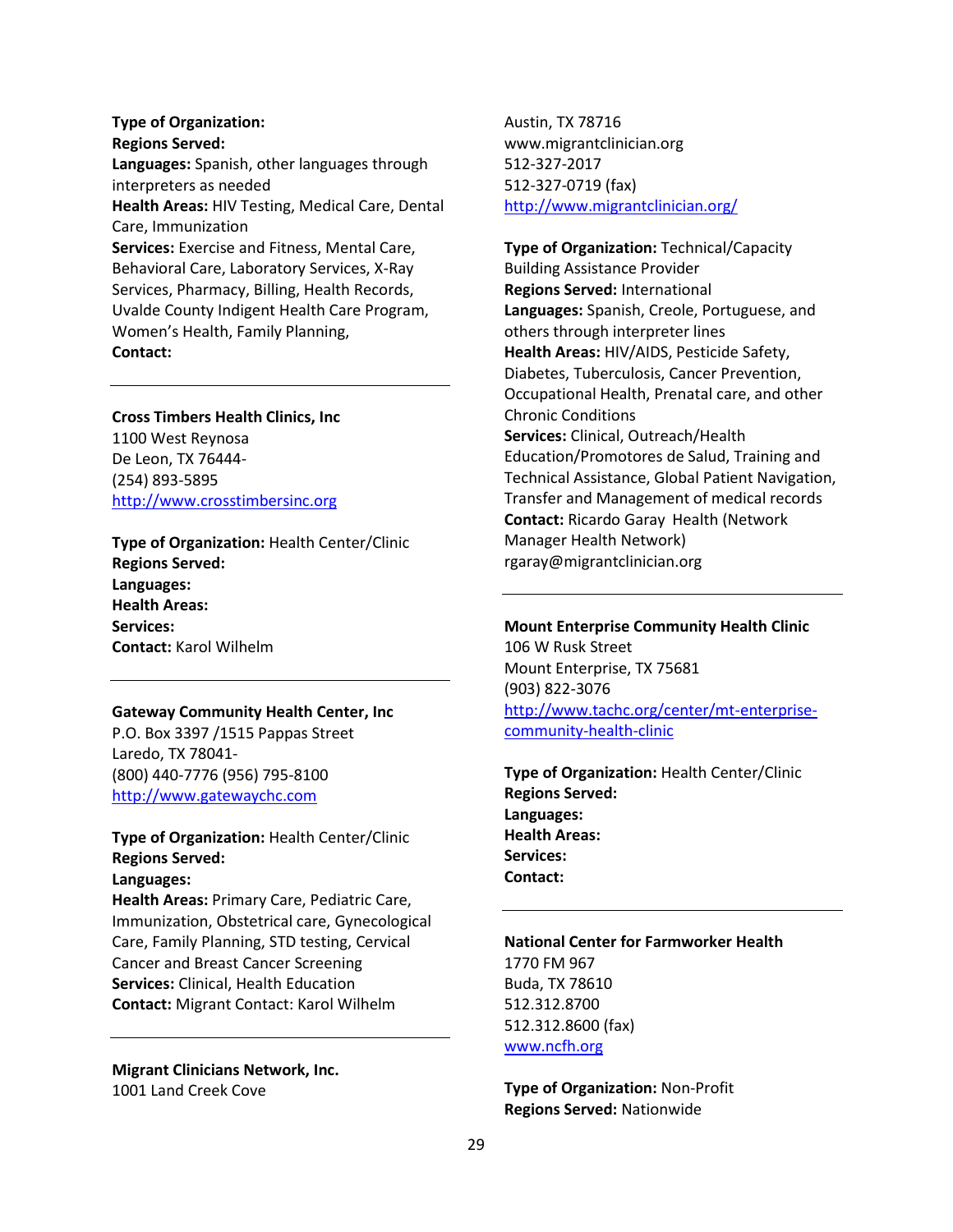**Type of Organization:**
**Regions Served:**
**Languages:** Spanish, other languages through interpreters as needed
**Health Areas:** HIV Testing, Medical Care, Dental Care, Immunization
**Services:** Exercise and Fitness, Mental Care, Behavioral Care, Laboratory Services, X-Ray Services, Pharmacy, Billing, Health Records, Uvalde County Indigent Health Care Program, Women's Health, Family Planning,
**Contact:**

---

**Cross Timbers Health Clinics, Inc**
1100 West Reynosa
De Leon, TX 76444-
(254) 893-5895
http://www.crosstimbersinc.org

**Type of Organization:** Health Center/Clinic
**Regions Served:**
**Languages:**
**Health Areas:**
**Services:**
**Contact:** Karol Wilhelm

---

**Gateway Community Health Center, Inc**
P.O. Box 3397 /1515 Pappas Street
Laredo, TX 78041-
(800) 440-7776 (956) 795-8100
http://www.gatewaychc.com

**Type of Organization:** Health Center/Clinic
**Regions Served:**
**Languages:**
**Health Areas:** Primary Care, Pediatric Care, Immunization, Obstetrical care, Gynecological Care, Family Planning, STD testing, Cervical Cancer and Breast Cancer Screening
**Services:** Clinical, Health Education
**Contact:** Migrant Contact: Karol Wilhelm

---

**Migrant Clinicians Network, Inc.**
1001 Land Creek Cove
Austin, TX 78716
www.migrantclinician.org
512-327-2017
512-327-0719 (fax)
http://www.migrantclinician.org/

**Type of Organization:** Technical/Capacity Building Assistance Provider
**Regions Served:** International
**Languages:** Spanish, Creole, Portuguese, and others through interpreter lines
**Health Areas:** HIV/AIDS, Pesticide Safety, Diabetes, Tuberculosis, Cancer Prevention, Occupational Health, Prenatal care, and other Chronic Conditions
**Services:** Clinical, Outreach/Health Education/Promotores de Salud, Training and Technical Assistance, Global Patient Navigation, Transfer and Management of medical records
**Contact:** Ricardo Garay Health (Network Manager Health Network)
rgaray@migrantclinician.org

---

**Mount Enterprise Community Health Clinic**
106 W Rusk Street
Mount Enterprise, TX 75681
(903) 822-3076
http://www.tachc.org/center/mt-enterprise-community-health-clinic

**Type of Organization:** Health Center/Clinic
**Regions Served:**
**Languages:**
**Health Areas:**
**Services:**
**Contact:**

---

**National Center for Farmworker Health**
1770 FM 967
Buda, TX 78610
512.312.8700
512.312.8600 (fax)
www.ncfh.org

**Type of Organization:** Non-Profit
**Regions Served:** Nationwide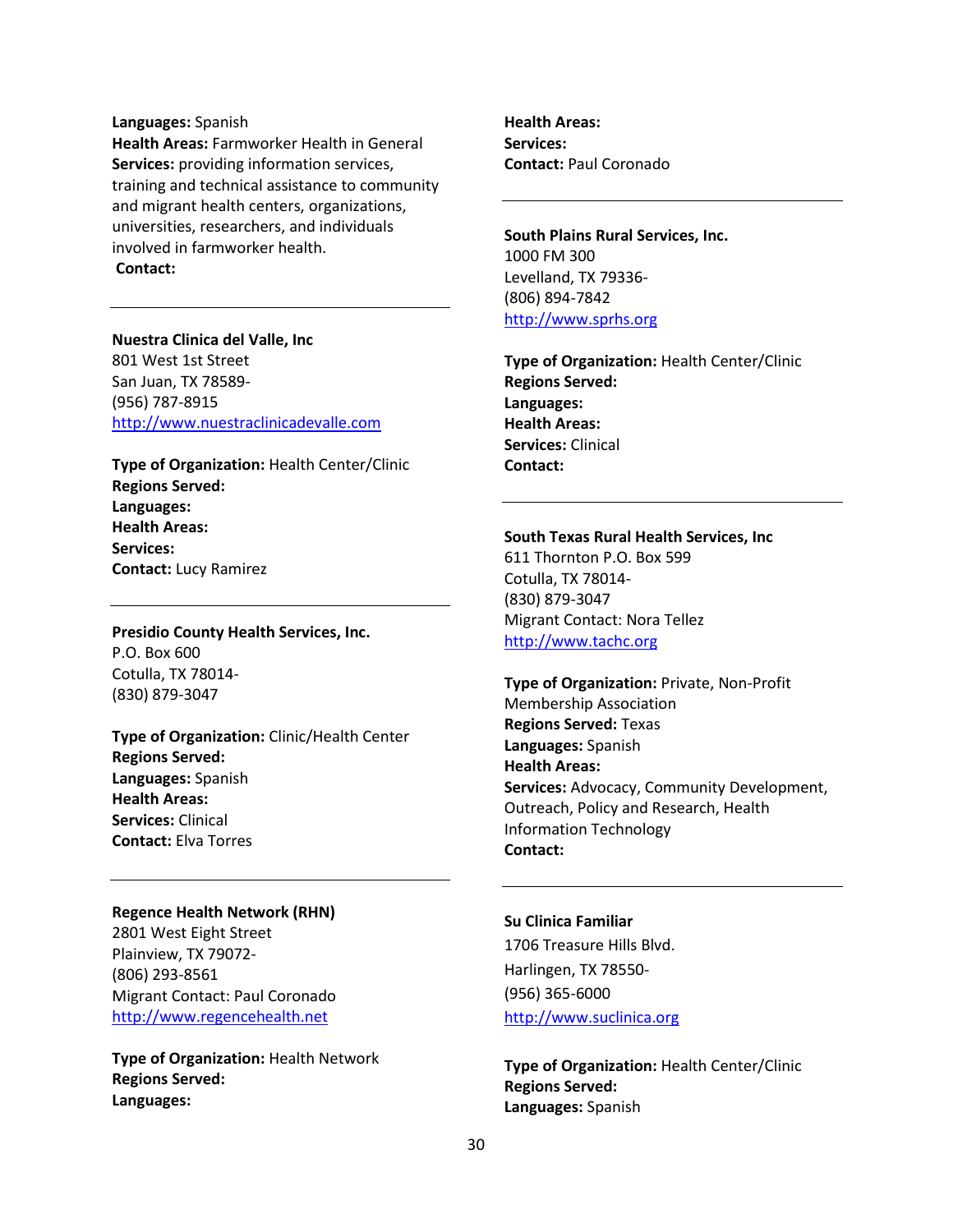**Languages:** Spanish
**Health Areas:** Farmworker Health in General
**Services:** providing information services, training and technical assistance to community and migrant health centers, organizations, universities, researchers, and individuals involved in farmworker health.
**Contact:**

---

**Nuestra Clinica del Valle, Inc**
801 West 1st Street
San Juan, TX 78589-
(956) 787-8915
http://www.nuestraclinicadevalle.com

**Type of Organization:** Health Center/Clinic
**Regions Served:**
**Languages:**
**Health Areas:**
**Services:**
**Contact:** Lucy Ramirez

---

**Presidio County Health Services, Inc.**
P.O. Box 600
Cotulla, TX 78014-
(830) 879-3047

**Type of Organization:** Clinic/Health Center
**Regions Served:**
**Languages:** Spanish
**Health Areas:**
**Services:** Clinical
**Contact:** Elva Torres

---

**Regence Health Network (RHN)**
2801 West Eight Street
Plainview, TX 79072-
(806) 293-8561
Migrant Contact: Paul Coronado
http://www.regencehealth.net

**Type of Organization:** Health Network
**Regions Served:**
**Languages:**
**Health Areas:**
**Services:**
**Contact:** Paul Coronado

---

**South Plains Rural Services, Inc.**
1000 FM 300
Levelland, TX 79336-
(806) 894-7842
http://www.sprhs.org

**Type of Organization:** Health Center/Clinic
**Regions Served:**
**Languages:**
**Health Areas:**
**Services:** Clinical
**Contact:**

---

**South Texas Rural Health Services, Inc**
611 Thornton P.O. Box 599
Cotulla, TX 78014-
(830) 879-3047
Migrant Contact: Nora Tellez
http://www.tachc.org

**Type of Organization:** Private, Non-Profit Membership Association
**Regions Served:** Texas
**Languages:** Spanish
**Health Areas:**
**Services:** Advocacy, Community Development, Outreach, Policy and Research, Health Information Technology
**Contact:**

---

**Su Clinica Familiar**
1706 Treasure Hills Blvd.
Harlingen, TX 78550-
(956) 365-6000
http://www.suclinica.org

**Type of Organization:** Health Center/Clinic
**Regions Served:**
**Languages:** Spanish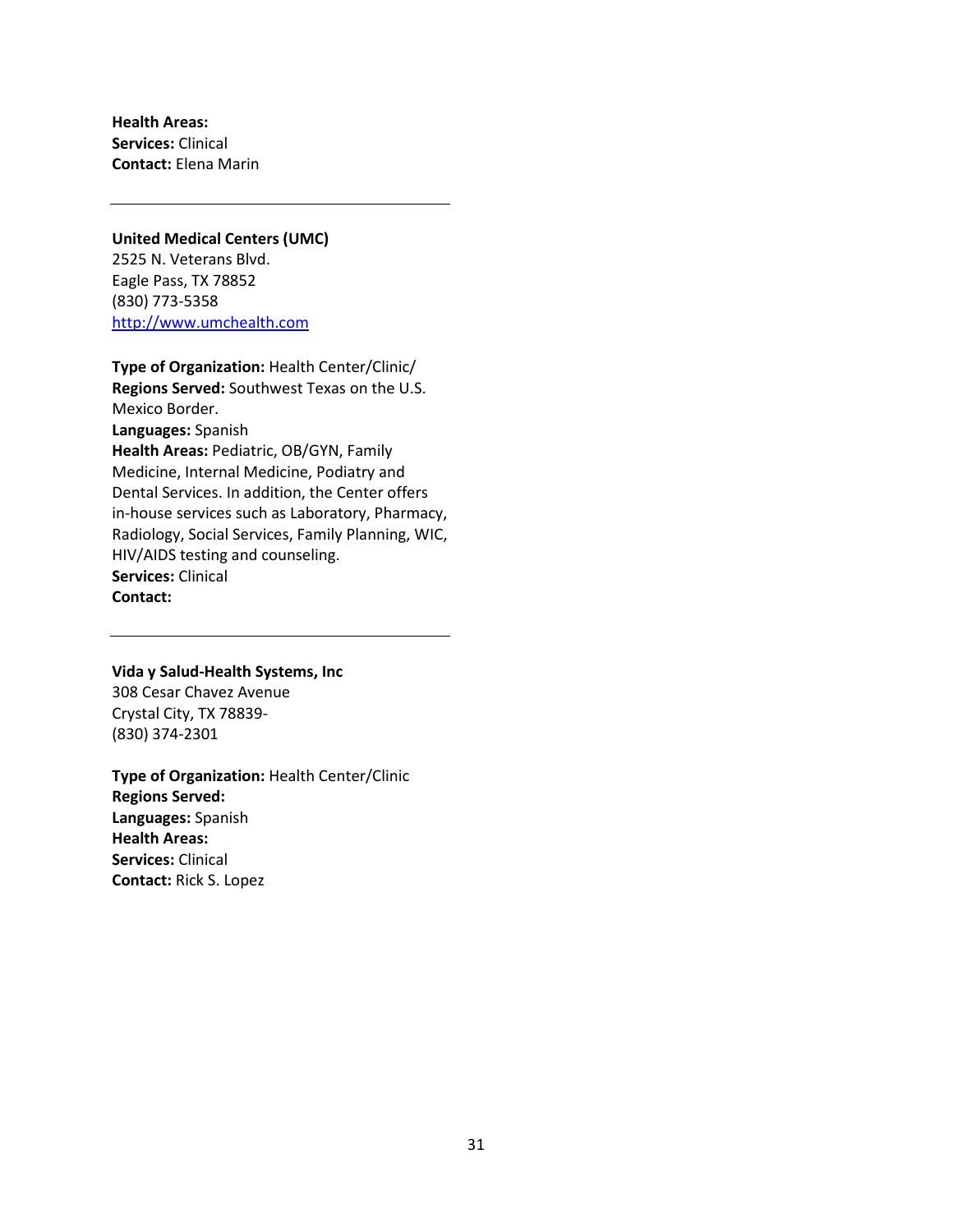**Health Areas:**
**Services:** Clinical
**Contact:** Elena Marin

---

**United Medical Centers (UMC)**
2525 N. Veterans Blvd.
Eagle Pass, TX 78852
(830) 773-5358
http://www.umchealth.com

**Type of Organization:** Health Center/Clinic/
**Regions Served:** Southwest Texas on the U.S. Mexico Border.
**Languages:** Spanish
**Health Areas:** Pediatric, OB/GYN, Family Medicine, Internal Medicine, Podiatry and Dental Services. In addition, the Center offers in-house services such as Laboratory, Pharmacy, Radiology, Social Services, Family Planning, WIC, HIV/AIDS testing and counseling.
**Services:** Clinical
**Contact:**

---

**Vida y Salud-Health Systems, Inc**
308 Cesar Chavez Avenue
Crystal City, TX 78839-
(830) 374-2301

**Type of Organization:** Health Center/Clinic
**Regions Served:**
**Languages:** Spanish
**Health Areas:**
**Services:** Clinical
**Contact:** Rick S. Lopez